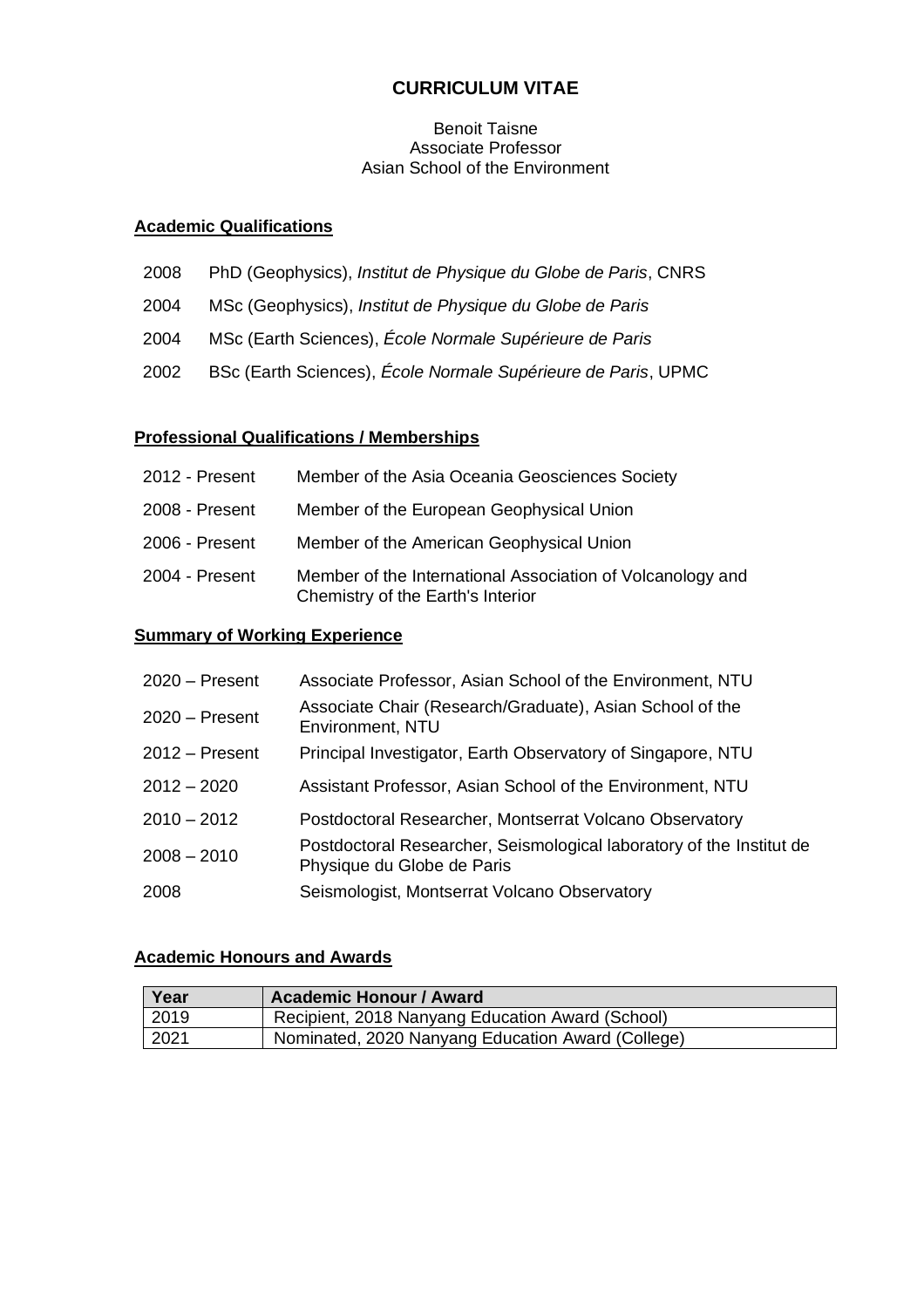# CURRICULUM VITAE

Benoit Taisne
Associate Professor
Asian School of the Environment

## Academic Qualifications

- 2008 PhD (Geophysics), *Institut de Physique du Globe de Paris*, CNRS
- 2004 MSc (Geophysics), *Institut de Physique du Globe de Paris*
- 2004 MSc (Earth Sciences), *École Normale Supérieure de Paris*
- 2002 BSc (Earth Sciences), *École Normale Supérieure de Paris*, UPMC

## Professional Qualifications / Memberships

- 2012 - Present Member of the Asia Oceania Geosciences Society
- 2008 - Present Member of the European Geophysical Union
- 2006 - Present Member of the American Geophysical Union
- 2004 - Present Member of the International Association of Volcanology and Chemistry of the Earth's Interior

## Summary of Working Experience

- 2020 – Present Associate Professor, Asian School of the Environment, NTU
- 2020 – Present Associate Chair (Research/Graduate), Asian School of the Environment, NTU
- 2012 – Present Principal Investigator, Earth Observatory of Singapore, NTU
- 2012 – 2020 Assistant Professor, Asian School of the Environment, NTU
- 2010 – 2012 Postdoctoral Researcher, Montserrat Volcano Observatory
- 2008 – 2010 Postdoctoral Researcher, Seismological laboratory of the Institut de Physique du Globe de Paris
- 2008 Seismologist, Montserrat Volcano Observatory

## Academic Honours and Awards

| Year | Academic Honour / Award |
| --- | --- |
| 2019 | Recipient, 2018 Nanyang Education Award (School) |
| 2021 | Nominated, 2020 Nanyang Education Award (College) |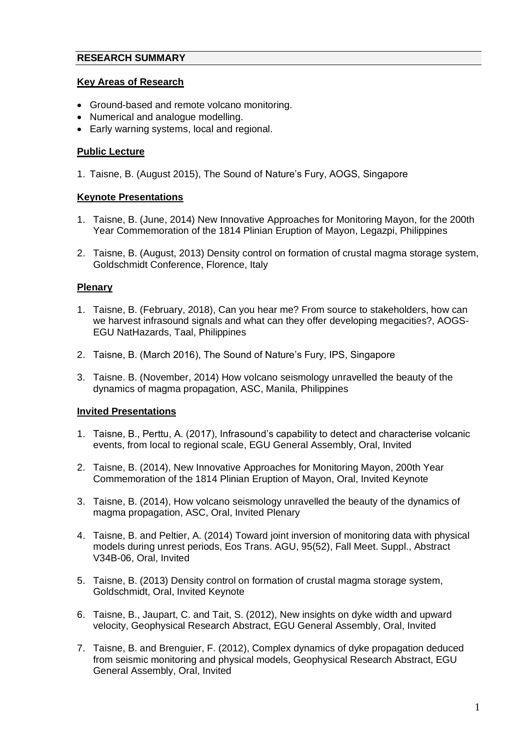## RESEARCH SUMMARY

### Key Areas of Research

- Ground-based and remote volcano monitoring.
- Numerical and analogue modelling.
- Early warning systems, local and regional.

### Public Lecture

1. Taisne, B. (August 2015), The Sound of Nature's Fury, AOGS, Singapore

### Keynote Presentations

1. Taisne, B. (June, 2014) New Innovative Approaches for Monitoring Mayon, for the 200th Year Commemoration of the 1814 Plinian Eruption of Mayon, Legazpi, Philippines
2. Taisne, B. (August, 2013) Density control on formation of crustal magma storage system, Goldschmidt Conference, Florence, Italy

### Plenary

1. Taisne, B. (February, 2018), Can you hear me? From source to stakeholders, how can we harvest infrasound signals and what can they offer developing megacities?, AOGS-EGU NatHazards, Taal, Philippines
2. Taisne, B. (March 2016), The Sound of Nature's Fury, IPS, Singapore
3. Taisne. B. (November, 2014) How volcano seismology unravelled the beauty of the dynamics of magma propagation, ASC, Manila, Philippines

### Invited Presentations

1. Taisne, B., Perttu, A. (2017), Infrasound's capability to detect and characterise volcanic events, from local to regional scale, EGU General Assembly, Oral, Invited
2. Taisne, B. (2014), New Innovative Approaches for Monitoring Mayon, 200th Year Commemoration of the 1814 Plinian Eruption of Mayon, Oral, Invited Keynote
3. Taisne, B. (2014), How volcano seismology unravelled the beauty of the dynamics of magma propagation, ASC, Oral, Invited Plenary
4. Taisne, B. and Peltier, A. (2014) Toward joint inversion of monitoring data with physical models during unrest periods, Eos Trans. AGU, 95(52), Fall Meet. Suppl., Abstract V34B-06, Oral, Invited
5. Taisne, B. (2013) Density control on formation of crustal magma storage system, Goldschmidt, Oral, Invited Keynote
6. Taisne, B., Jaupart, C. and Tait, S. (2012), New insights on dyke width and upward velocity, Geophysical Research Abstract, EGU General Assembly, Oral, Invited
7. Taisne, B. and Brenguier, F. (2012), Complex dynamics of dyke propagation deduced from seismic monitoring and physical models, Geophysical Research Abstract, EGU General Assembly, Oral, Invited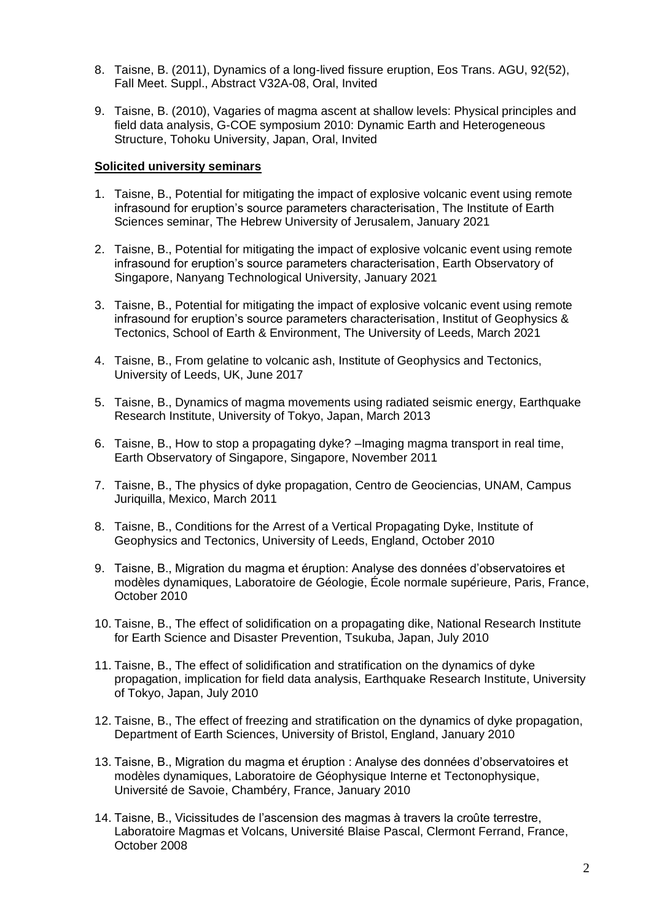8. Taisne, B. (2011), Dynamics of a long-lived fissure eruption, Eos Trans. AGU, 92(52), Fall Meet. Suppl., Abstract V32A-08, Oral, Invited

9. Taisne, B. (2010), Vagaries of magma ascent at shallow levels: Physical principles and field data analysis, G-COE symposium 2010: Dynamic Earth and Heterogeneous Structure, Tohoku University, Japan, Oral, Invited

**Solicited university seminars**

1. Taisne, B., Potential for mitigating the impact of explosive volcanic event using remote infrasound for eruption's source parameters characterisation, The Institute of Earth Sciences seminar, The Hebrew University of Jerusalem, January 2021

2. Taisne, B., Potential for mitigating the impact of explosive volcanic event using remote infrasound for eruption's source parameters characterisation, Earth Observatory of Singapore, Nanyang Technological University, January 2021

3. Taisne, B., Potential for mitigating the impact of explosive volcanic event using remote infrasound for eruption's source parameters characterisation, Institut of Geophysics & Tectonics, School of Earth & Environment, The University of Leeds, March 2021

4. Taisne, B., From gelatine to volcanic ash, Institute of Geophysics and Tectonics, University of Leeds, UK, June 2017

5. Taisne, B., Dynamics of magma movements using radiated seismic energy, Earthquake Research Institute, University of Tokyo, Japan, March 2013

6. Taisne, B., How to stop a propagating dyke? –Imaging magma transport in real time, Earth Observatory of Singapore, Singapore, November 2011

7. Taisne, B., The physics of dyke propagation, Centro de Geociencias, UNAM, Campus Juriquilla, Mexico, March 2011

8. Taisne, B., Conditions for the Arrest of a Vertical Propagating Dyke, Institute of Geophysics and Tectonics, University of Leeds, England, October 2010

9. Taisne, B., Migration du magma et éruption: Analyse des données d'observatoires et modèles dynamiques, Laboratoire de Géologie, École normale supérieure, Paris, France, October 2010

10. Taisne, B., The effect of solidification on a propagating dike, National Research Institute for Earth Science and Disaster Prevention, Tsukuba, Japan, July 2010

11. Taisne, B., The effect of solidification and stratification on the dynamics of dyke propagation, implication for field data analysis, Earthquake Research Institute, University of Tokyo, Japan, July 2010

12. Taisne, B., The effect of freezing and stratification on the dynamics of dyke propagation, Department of Earth Sciences, University of Bristol, England, January 2010

13. Taisne, B., Migration du magma et éruption : Analyse des données d'observatoires et modèles dynamiques, Laboratoire de Géophysique Interne et Tectonophysique, Université de Savoie, Chambéry, France, January 2010

14. Taisne, B., Vicissitudes de l'ascension des magmas à travers la croûte terrestre, Laboratoire Magmas et Volcans, Université Blaise Pascal, Clermont Ferrand, France, October 2008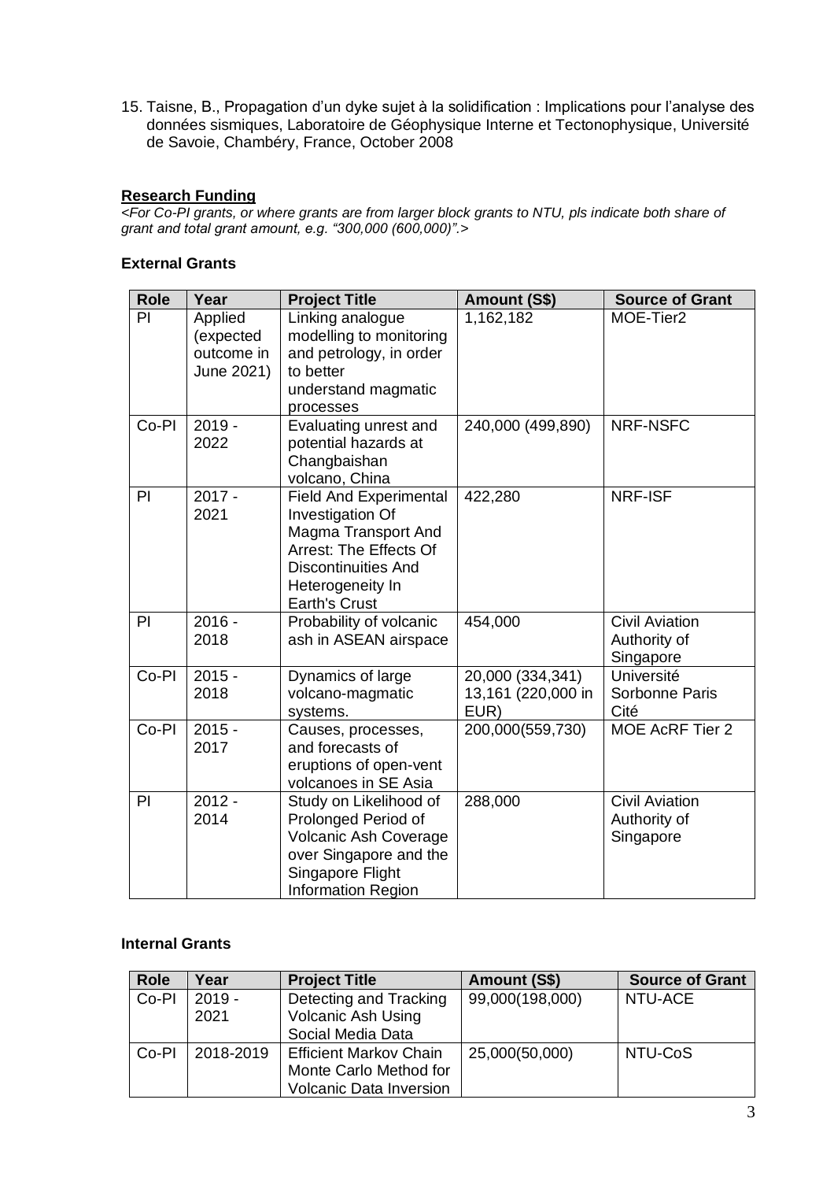15. Taisne, B., Propagation d'un dyke sujet à la solidification : Implications pour l'analyse des données sismiques, Laboratoire de Géophysique Interne et Tectonophysique, Université de Savoie, Chambéry, France, October 2008

## **Research Funding**

*<For Co-PI grants, or where grants are from larger block grants to NTU, pls indicate both share of grant and total grant amount, e.g. "300,000 (600,000)".>*

### External Grants

| Role | Year | Project Title | Amount (S$) | Source of Grant |
|---|---|---|---|---|
| PI | Applied (expected outcome in June 2021) | Linking analogue modelling to monitoring and petrology, in order to better understand magmatic processes | 1,162,182 | MOE-Tier2 |
| Co-PI | 2019 - 2022 | Evaluating unrest and potential hazards at Changbaishan volcano, China | 240,000 (499,890) | NRF-NSFC |
| PI | 2017 - 2021 | Field And Experimental Investigation Of Magma Transport And Arrest: The Effects Of Discontinuities And Heterogeneity In Earth's Crust | 422,280 | NRF-ISF |
| PI | 2016 - 2018 | Probability of volcanic ash in ASEAN airspace | 454,000 | Civil Aviation Authority of Singapore |
| Co-PI | 2015 - 2018 | Dynamics of large volcano-magmatic systems. | 20,000 (334,341) 13,161 (220,000 in EUR) | Université Sorbonne Paris Cité |
| Co-PI | 2015 - 2017 | Causes, processes, and forecasts of eruptions of open-vent volcanoes in SE Asia | 200,000(559,730) | MOE AcRF Tier 2 |
| PI | 2012 - 2014 | Study on Likelihood of Prolonged Period of Volcanic Ash Coverage over Singapore and the Singapore Flight Information Region | 288,000 | Civil Aviation Authority of Singapore |

### Internal Grants

| Role | Year | Project Title | Amount (S$) | Source of Grant |
|---|---|---|---|---|
| Co-PI | 2019 - 2021 | Detecting and Tracking Volcanic Ash Using Social Media Data | 99,000(198,000) | NTU-ACE |
| Co-PI | 2018-2019 | Efficient Markov Chain Monte Carlo Method for Volcanic Data Inversion | 25,000(50,000) | NTU-CoS |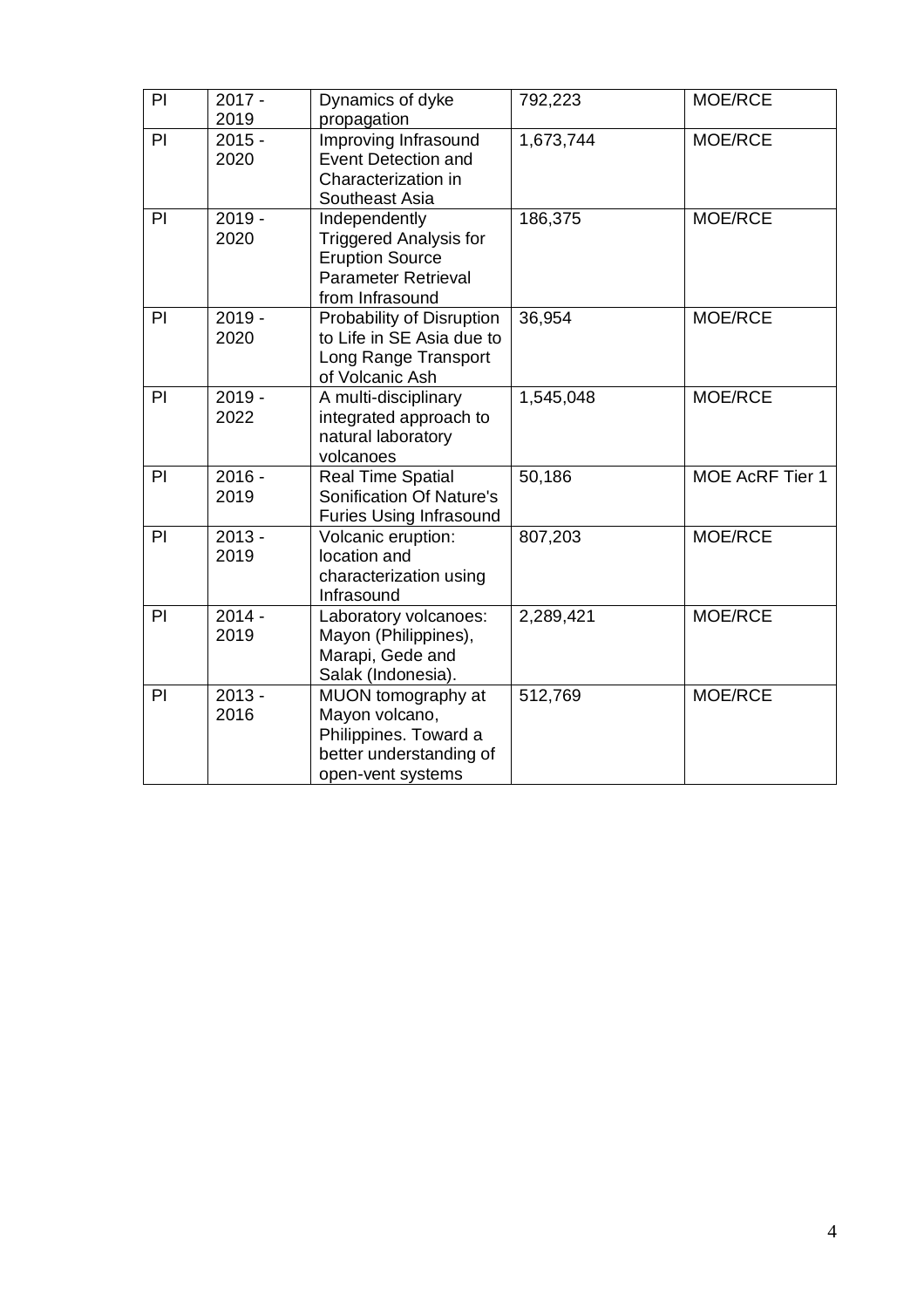| PI | 2017 - 2019 | Dynamics of dyke propagation | 792,223 | MOE/RCE |
|---|---|---|---|---|
| PI | 2015 - 2020 | Improving Infrasound Event Detection and Characterization in Southeast Asia | 1,673,744 | MOE/RCE |
| PI | 2019 - 2020 | Independently Triggered Analysis for Eruption Source Parameter Retrieval from Infrasound | 186,375 | MOE/RCE |
| PI | 2019 - 2020 | Probability of Disruption to Life in SE Asia due to Long Range Transport of Volcanic Ash | 36,954 | MOE/RCE |
| PI | 2019 - 2022 | A multi-disciplinary integrated approach to natural laboratory volcanoes | 1,545,048 | MOE/RCE |
| PI | 2016 - 2019 | Real Time Spatial Sonification Of Nature's Furies Using Infrasound | 50,186 | MOE AcRF Tier 1 |
| PI | 2013 - 2019 | Volcanic eruption: location and characterization using Infrasound | 807,203 | MOE/RCE |
| PI | 2014 - 2019 | Laboratory volcanoes: Mayon (Philippines), Marapi, Gede and Salak (Indonesia). | 2,289,421 | MOE/RCE |
| PI | 2013 - 2016 | MUON tomography at Mayon volcano, Philippines. Toward a better understanding of open-vent systems | 512,769 | MOE/RCE |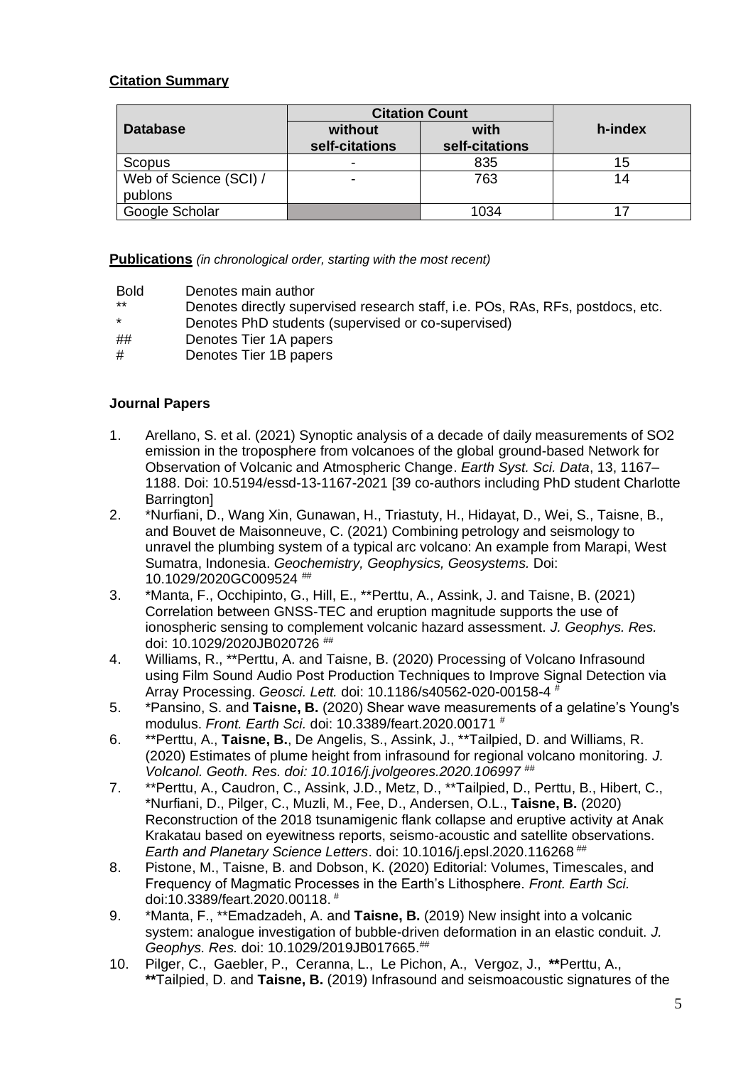**Citation Summary**

| Database | Citation Count | | h-index |
|---|---|---|---|
| | without self-citations | with self-citations | |
| Scopus | - | 835 | 15 |
| Web of Science (SCI) / publons | - | 763 | 14 |
| Google Scholar | | 1034 | 17 |

**Publications** *(in chronological order, starting with the most recent)*

| | |
|---|---|
| Bold | Denotes main author |
| ** | Denotes directly supervised research staff, i.e. POs, RAs, RFs, postdocs, etc. |
| * | Denotes PhD students (supervised or co-supervised) |
| ## | Denotes Tier 1A papers |
| # | Denotes Tier 1B papers |

### Journal Papers

1. Arellano, S. et al. (2021) Synoptic analysis of a decade of daily measurements of SO2 emission in the troposphere from volcanoes of the global ground-based Network for Observation of Volcanic and Atmospheric Change. *Earth Syst. Sci. Data*, 13, 1167–1188. Doi: 10.5194/essd-13-1167-2021 [39 co-authors including PhD student Charlotte Barrington]
2. *Nurfiani, D., Wang Xin, Gunawan, H., Triastuty, H., Hidayat, D., Wei, S., Taisne, B., and Bouvet de Maisonneuve, C. (2021) Combining petrology and seismology to unravel the plumbing system of a typical arc volcano: An example from Marapi, West Sumatra, Indonesia. *Geochemistry, Geophysics, Geosystems.* Doi: 10.1029/2020GC009524 ##
3. *Manta, F., Occhipinto, G., Hill, E., **Perttu, A., Assink, J. and Taisne, B. (2021) Correlation between GNSS-TEC and eruption magnitude supports the use of ionospheric sensing to complement volcanic hazard assessment. *J. Geophys. Res.* doi: 10.1029/2020JB020726 ##
4. Williams, R., **Perttu, A. and Taisne, B. (2020) Processing of Volcano Infrasound using Film Sound Audio Post Production Techniques to Improve Signal Detection via Array Processing. *Geosci. Lett.* doi: 10.1186/s40562-020-00158-4 #
5. *Pansino, S. and **Taisne, B.** (2020) Shear wave measurements of a gelatine's Young's modulus. *Front. Earth Sci.* doi: 10.3389/feart.2020.00171 #
6. **Perttu, A., **Taisne, B.**, De Angelis, S., Assink, J., **Tailpied, D. and Williams, R. (2020) Estimates of plume height from infrasound for regional volcano monitoring. *J. Volcanol. Geoth. Res. doi: 10.1016/j.jvolgeores.2020.106997 ##*
7. **Perttu, A., Caudron, C., Assink, J.D., Metz, D., **Tailpied, D., Perttu, B., Hibert, C., *Nurfiani, D., Pilger, C., Muzli, M., Fee, D., Andersen, O.L., **Taisne, B.** (2020) Reconstruction of the 2018 tsunamigenic flank collapse and eruptive activity at Anak Krakatau based on eyewitness reports, seismo-acoustic and satellite observations. *Earth and Planetary Science Letters*. doi: 10.1016/j.epsl.2020.116268 ##
8. Pistone, M., Taisne, B. and Dobson, K. (2020) Editorial: Volumes, Timescales, and Frequency of Magmatic Processes in the Earth's Lithosphere. *Front. Earth Sci.* doi:10.3389/feart.2020.00118. #
9. *Manta, F., **Emadzadeh, A. and **Taisne, B.** (2019) New insight into a volcanic system: analogue investigation of bubble-driven deformation in an elastic conduit. *J. Geophys. Res.* doi: 10.1029/2019JB017665.##
10. Pilger, C., Gaebler, P., Ceranna, L., Le Pichon, A., Vergoz, J., **Perttu, A., **Tailpied, D. and **Taisne, B.** (2019) Infrasound and seismoacoustic signatures of the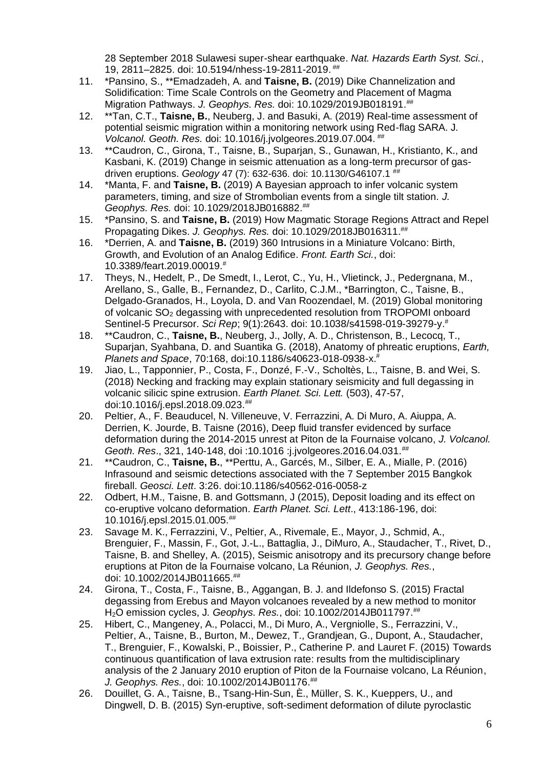28 September 2018 Sulawesi super-shear earthquake. *Nat. Hazards Earth Syst. Sci.*, 19, 2811–2825. doi: 10.5194/nhess-19-2811-2019. ##

11. *Pansino, S., **Emadzadeh, A. and **Taisne, B.** (2019) Dike Channelization and Solidification: Time Scale Controls on the Geometry and Placement of Magma Migration Pathways. *J. Geophys. Res.* doi: 10.1029/2019JB018191.##
12. **Tan, C.T., **Taisne, B.**, Neuberg, J. and Basuki, A. (2019) Real-time assessment of potential seismic migration within a monitoring network using Red-flag SARA. *J. Volcanol. Geoth. Res.* doi: 10.1016/j.jvolgeores.2019.07.004. ##
13. **Caudron, C., Girona, T., Taisne, B., Suparjan, S., Gunawan, H., Kristianto, K., and Kasbani, K. (2019) Change in seismic attenuation as a long-term precursor of gas-driven eruptions. *Geology* 47 (7): 632-636. doi: 10.1130/G46107.1 ##
14. *Manta, F. and **Taisne, B.** (2019) A Bayesian approach to infer volcanic system parameters, timing, and size of Strombolian events from a single tilt station. *J. Geophys. Res.* doi: 10.1029/2018JB016882.##
15. *Pansino, S. and **Taisne, B.** (2019) How Magmatic Storage Regions Attract and Repel Propagating Dikes. *J. Geophys. Res.* doi: 10.1029/2018JB016311.##
16. *Derrien, A. and **Taisne, B.** (2019) 360 Intrusions in a Miniature Volcano: Birth, Growth, and Evolution of an Analog Edifice. *Front. Earth Sci.*, doi: 10.3389/feart.2019.00019.#
17. Theys, N., Hedelt, P., De Smedt, I., Lerot, C., Yu, H., Vlietinck, J., Pedergnana, M., Arellano, S., Galle, B., Fernandez, D., Carlito, C.J.M., *Barrington, C., Taisne, B., Delgado-Granados, H., Loyola, D. and Van Roozendael, M. (2019) Global monitoring of volcanic $SO_2$ degassing with unprecedented resolution from TROPOMI onboard Sentinel-5 Precursor. *Sci Rep*; 9(1):2643. doi: 10.1038/s41598-019-39279-y.#
18. **Caudron, C., **Taisne, B.**, Neuberg, J., Jolly, A. D., Christenson, B., Lecocq, T., Suparjan, Syahbana, D. and Suantika G. (2018), Anatomy of phreatic eruptions, *Earth, Planets and Space*, 70:168, doi:10.1186/s40623-018-0938-x.#
19. Jiao, L., Tapponnier, P., Costa, F., Donzé, F.-V., Scholtès, L., Taisne, B. and Wei, S. (2018) Necking and fracking may explain stationary seismicity and full degassing in volcanic silicic spine extrusion. *Earth Planet. Sci. Lett.* (503), 47-57, doi:10.1016/j.epsl.2018.09.023.##
20. Peltier, A., F. Beauducel, N. Villeneuve, V. Ferrazzini, A. Di Muro, A. Aiuppa, A. Derrien, K. Jourde, B. Taisne (2016), Deep fluid transfer evidenced by surface deformation during the 2014-2015 unrest at Piton de la Fournaise volcano, *J. Volcanol. Geoth. Res*., 321, 140-148, doi :10.1016 :j.jvolgeores.2016.04.031.##
21. **Caudron, C., **Taisne, B.**, **Perttu, A., Garcés, M., Silber, E. A., Mialle, P. (2016) Infrasound and seismic detections associated with the 7 September 2015 Bangkok fireball. *Geosci. Lett*. 3:26. doi:10.1186/s40562-016-0058-z
22. Odbert, H.M., Taisne, B. and Gottsmann, J (2015), Deposit loading and its effect on co-eruptive volcano deformation. *Earth Planet. Sci. Lett*., 413:186-196, doi: 10.1016/j.epsl.2015.01.005.##
23. Savage M. K., Ferrazzini, V., Peltier, A., Rivemale, E., Mayor, J., Schmid, A., Brenguier, F., Massin, F., Got, J.-L., Battaglia, J., DiMuro, A., Staudacher, T., Rivet, D., Taisne, B. and Shelley, A. (2015), Seismic anisotropy and its precursory change before eruptions at Piton de la Fournaise volcano, La Réunion, *J. Geophys. Res.*, doi: 10.1002/2014JB011665.##
24. Girona, T., Costa, F., Taisne, B., Aggangan, B. J. and Ildefonso S. (2015) Fractal degassing from Erebus and Mayon volcanoes revealed by a new method to monitor $H_2O$ emission cycles, *J. Geophys. Res.*, doi: 10.1002/2014JB011797.##
25. Hibert, C., Mangeney, A., Polacci, M., Di Muro, A., Vergniolle, S., Ferrazzini, V., Peltier, A., Taisne, B., Burton, M., Dewez, T., Grandjean, G., Dupont, A., Staudacher, T., Brenguier, F., Kowalski, P., Boissier, P., Catherine P. and Lauret F. (2015) Towards continuous quantification of lava extrusion rate: results from the multidisciplinary analysis of the 2 January 2010 eruption of Piton de la Fournaise volcano, La Réunion, *J. Geophys. Res.*, doi: 10.1002/2014JB01176.##
26. Douillet, G. A., Taisne, B., Tsang-Hin-Sun, È., Müller, S. K., Kueppers, U., and Dingwell, D. B. (2015) Syn-eruptive, soft-sediment deformation of dilute pyroclastic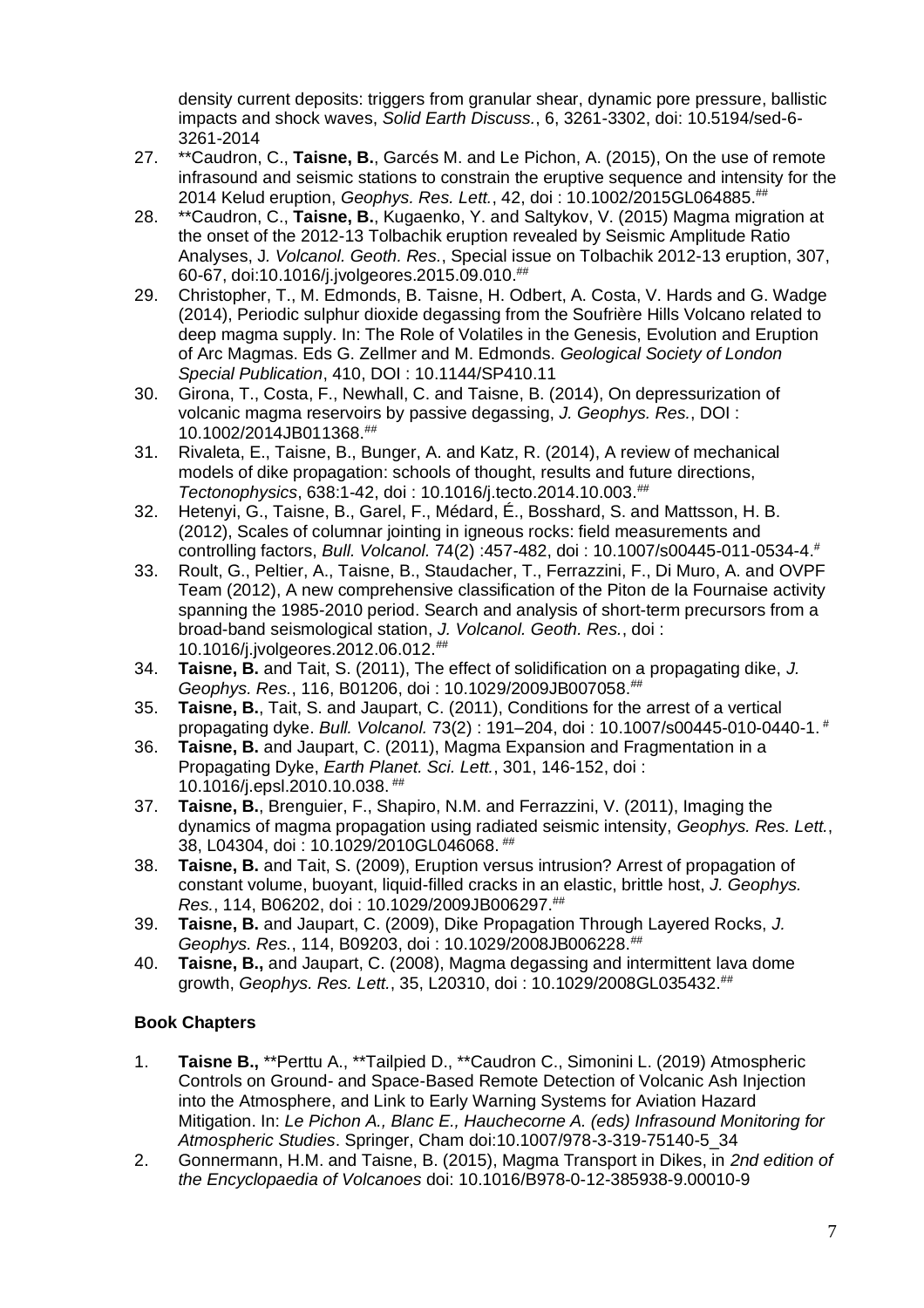density current deposits: triggers from granular shear, dynamic pore pressure, ballistic impacts and shock waves, *Solid Earth Discuss.*, 6, 3261-3302, doi: 10.5194/sed-6-3261-2014

27. **Caudron, C., **Taisne, B.**, Garcés M. and Le Pichon, A. (2015), On the use of remote infrasound and seismic stations to constrain the eruptive sequence and intensity for the 2014 Kelud eruption, *Geophys. Res. Lett.*, 42, doi : 10.1002/2015GL064885.[##]
28. **Caudron, C., **Taisne, B.**, Kugaenko, Y. and Saltykov, V. (2015) Magma migration at the onset of the 2012-13 Tolbachik eruption revealed by Seismic Amplitude Ratio Analyses, J. *Volcanol. Geoth. Res.*, Special issue on Tolbachik 2012-13 eruption, 307, 60-67, doi:10.1016/j.jvolgeores.2015.09.010.[##]
29. Christopher, T., M. Edmonds, B. Taisne, H. Odbert, A. Costa, V. Hards and G. Wadge (2014), Periodic sulphur dioxide degassing from the Soufrière Hills Volcano related to deep magma supply. In: The Role of Volatiles in the Genesis, Evolution and Eruption of Arc Magmas. Eds G. Zellmer and M. Edmonds. *Geological Society of London Special Publication*, 410, DOI : 10.1144/SP410.11
30. Girona, T., Costa, F., Newhall, C. and Taisne, B. (2014), On depressurization of volcanic magma reservoirs by passive degassing, *J. Geophys. Res.*, DOI : 10.1002/2014JB011368.[##]
31. Rivaleta, E., Taisne, B., Bunger, A. and Katz, R. (2014), A review of mechanical models of dike propagation: schools of thought, results and future directions, *Tectonophysics*, 638:1-42, doi : 10.1016/j.tecto.2014.10.003.[##]
32. Hetenyi, G., Taisne, B., Garel, F., Médard, É., Bosshard, S. and Mattsson, H. B. (2012), Scales of columnar jointing in igneous rocks: field measurements and controlling factors, *Bull. Volcanol.* 74(2) :457-482, doi : 10.1007/s00445-011-0534-4.[#]
33. Roult, G., Peltier, A., Taisne, B., Staudacher, T., Ferrazzini, F., Di Muro, A. and OVPF Team (2012), A new comprehensive classification of the Piton de la Fournaise activity spanning the 1985-2010 period. Search and analysis of short-term precursors from a broad-band seismological station, *J. Volcanol. Geoth. Res.*, doi : 10.1016/j.jvolgeores.2012.06.012.[##]
34. **Taisne, B.** and Tait, S. (2011), The effect of solidification on a propagating dike, *J. Geophys. Res.*, 116, B01206, doi : 10.1029/2009JB007058.[##]
35. **Taisne, B.**, Tait, S. and Jaupart, C. (2011), Conditions for the arrest of a vertical propagating dyke. *Bull. Volcanol.* 73(2) : 191–204, doi : 10.1007/s00445-010-0440-1. [#]
36. **Taisne, B.** and Jaupart, C. (2011), Magma Expansion and Fragmentation in a Propagating Dyke, *Earth Planet. Sci. Lett.*, 301, 146-152, doi : 10.1016/j.epsl.2010.10.038. [##]
37. **Taisne, B.**, Brenguier, F., Shapiro, N.M. and Ferrazzini, V. (2011), Imaging the dynamics of magma propagation using radiated seismic intensity, *Geophys. Res. Lett.*, 38, L04304, doi : 10.1029/2010GL046068. [##]
38. **Taisne, B.** and Tait, S. (2009), Eruption versus intrusion? Arrest of propagation of constant volume, buoyant, liquid-filled cracks in an elastic, brittle host, *J. Geophys. Res.*, 114, B06202, doi : 10.1029/2009JB006297.[##]
39. **Taisne, B.** and Jaupart, C. (2009), Dike Propagation Through Layered Rocks, *J. Geophys. Res.*, 114, B09203, doi : 10.1029/2008JB006228.[##]
40. **Taisne, B.,** and Jaupart, C. (2008), Magma degassing and intermittent lava dome growth, *Geophys. Res. Lett.*, 35, L20310, doi : 10.1029/2008GL035432.[##]

### Book Chapters

1. **Taisne B.,** **Perttu A., **Tailpied D., **Caudron C., Simonini L. (2019) Atmospheric Controls on Ground- and Space-Based Remote Detection of Volcanic Ash Injection into the Atmosphere, and Link to Early Warning Systems for Aviation Hazard Mitigation. In: *Le Pichon A., Blanc E., Hauchecorne A. (eds) Infrasound Monitoring for Atmospheric Studies*. Springer, Cham doi:10.1007/978-3-319-75140-5_34
2. Gonnermann, H.M. and Taisne, B. (2015), Magma Transport in Dikes, in *2nd edition of the Encyclopaedia of Volcanoes* doi: 10.1016/B978-0-12-385938-9.00010-9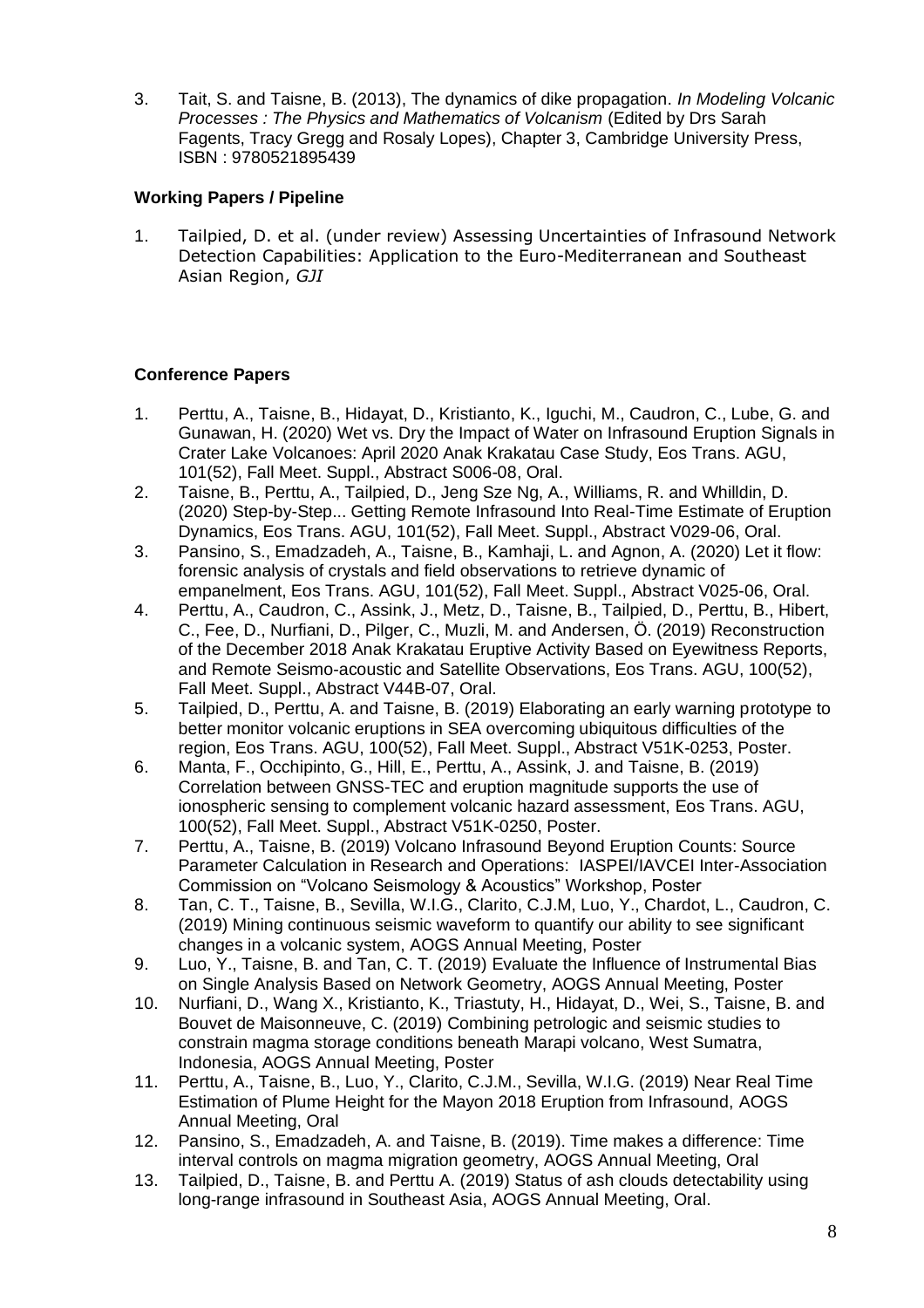3. Tait, S. and Taisne, B. (2013), The dynamics of dike propagation. *In Modeling Volcanic Processes : The Physics and Mathematics of Volcanism* (Edited by Drs Sarah Fagents, Tracy Gregg and Rosaly Lopes), Chapter 3, Cambridge University Press, ISBN : 9780521895439

**Working Papers / Pipeline**

1. Tailpied, D. et al. (under review) Assessing Uncertainties of Infrasound Network Detection Capabilities: Application to the Euro-Mediterranean and Southeast Asian Region, *GJI*

**Conference Papers**

1. Perttu, A., Taisne, B., Hidayat, D., Kristianto, K., Iguchi, M., Caudron, C., Lube, G. and Gunawan, H. (2020) Wet vs. Dry the Impact of Water on Infrasound Eruption Signals in Crater Lake Volcanoes: April 2020 Anak Krakatau Case Study, Eos Trans. AGU, 101(52), Fall Meet. Suppl., Abstract S006-08, Oral.
2. Taisne, B., Perttu, A., Tailpied, D., Jeng Sze Ng, A., Williams, R. and Whilldin, D. (2020) Step-by-Step... Getting Remote Infrasound Into Real-Time Estimate of Eruption Dynamics, Eos Trans. AGU, 101(52), Fall Meet. Suppl., Abstract V029-06, Oral.
3. Pansino, S., Emadzadeh, A., Taisne, B., Kamhaji, L. and Agnon, A. (2020) Let it flow: forensic analysis of crystals and field observations to retrieve dynamic of empanelment, Eos Trans. AGU, 101(52), Fall Meet. Suppl., Abstract V025-06, Oral.
4. Perttu, A., Caudron, C., Assink, J., Metz, D., Taisne, B., Tailpied, D., Perttu, B., Hibert, C., Fee, D., Nurfiani, D., Pilger, C., Muzli, M. and Andersen, Ö. (2019) Reconstruction of the December 2018 Anak Krakatau Eruptive Activity Based on Eyewitness Reports, and Remote Seismo-acoustic and Satellite Observations, Eos Trans. AGU, 100(52), Fall Meet. Suppl., Abstract V44B-07, Oral.
5. Tailpied, D., Perttu, A. and Taisne, B. (2019) Elaborating an early warning prototype to better monitor volcanic eruptions in SEA overcoming ubiquitous difficulties of the region, Eos Trans. AGU, 100(52), Fall Meet. Suppl., Abstract V51K-0253, Poster.
6. Manta, F., Occhipinto, G., Hill, E., Perttu, A., Assink, J. and Taisne, B. (2019) Correlation between GNSS-TEC and eruption magnitude supports the use of ionospheric sensing to complement volcanic hazard assessment, Eos Trans. AGU, 100(52), Fall Meet. Suppl., Abstract V51K-0250, Poster.
7. Perttu, A., Taisne, B. (2019) Volcano Infrasound Beyond Eruption Counts: Source Parameter Calculation in Research and Operations: IASPEI/IAVCEI Inter-Association Commission on "Volcano Seismology & Acoustics" Workshop, Poster
8. Tan, C. T., Taisne, B., Sevilla, W.I.G., Clarito, C.J.M, Luo, Y., Chardot, L., Caudron, C. (2019) Mining continuous seismic waveform to quantify our ability to see significant changes in a volcanic system, AOGS Annual Meeting, Poster
9. Luo, Y., Taisne, B. and Tan, C. T. (2019) Evaluate the Influence of Instrumental Bias on Single Analysis Based on Network Geometry, AOGS Annual Meeting, Poster
10. Nurfiani, D., Wang X., Kristianto, K., Triastuty, H., Hidayat, D., Wei, S., Taisne, B. and Bouvet de Maisonneuve, C. (2019) Combining petrologic and seismic studies to constrain magma storage conditions beneath Marapi volcano, West Sumatra, Indonesia, AOGS Annual Meeting, Poster
11. Perttu, A., Taisne, B., Luo, Y., Clarito, C.J.M., Sevilla, W.I.G. (2019) Near Real Time Estimation of Plume Height for the Mayon 2018 Eruption from Infrasound, AOGS Annual Meeting, Oral
12. Pansino, S., Emadzadeh, A. and Taisne, B. (2019). Time makes a difference: Time interval controls on magma migration geometry, AOGS Annual Meeting, Oral
13. Tailpied, D., Taisne, B. and Perttu A. (2019) Status of ash clouds detectability using long-range infrasound in Southeast Asia, AOGS Annual Meeting, Oral.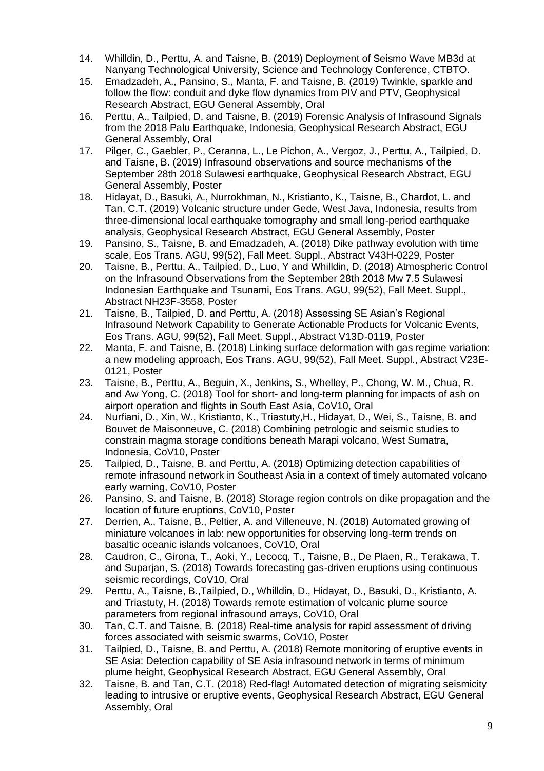14. Whilldin, D., Perttu, A. and Taisne, B. (2019) Deployment of Seismo Wave MB3d at Nanyang Technological University, Science and Technology Conference, CTBTO.
15. Emadzadeh, A., Pansino, S., Manta, F. and Taisne, B. (2019) Twinkle, sparkle and follow the flow: conduit and dyke flow dynamics from PIV and PTV, Geophysical Research Abstract, EGU General Assembly, Oral
16. Perttu, A., Tailpied, D. and Taisne, B. (2019) Forensic Analysis of Infrasound Signals from the 2018 Palu Earthquake, Indonesia, Geophysical Research Abstract, EGU General Assembly, Oral
17. Pilger, C., Gaebler, P., Ceranna, L., Le Pichon, A., Vergoz, J., Perttu, A., Tailpied, D. and Taisne, B. (2019) Infrasound observations and source mechanisms of the September 28th 2018 Sulawesi earthquake, Geophysical Research Abstract, EGU General Assembly, Poster
18. Hidayat, D., Basuki, A., Nurrokhman, N., Kristianto, K., Taisne, B., Chardot, L. and Tan, C.T. (2019) Volcanic structure under Gede, West Java, Indonesia, results from three-dimensional local earthquake tomography and small long-period earthquake analysis, Geophysical Research Abstract, EGU General Assembly, Poster
19. Pansino, S., Taisne, B. and Emadzadeh, A. (2018) Dike pathway evolution with time scale, Eos Trans. AGU, 99(52), Fall Meet. Suppl., Abstract V43H-0229, Poster
20. Taisne, B., Perttu, A., Tailpied, D., Luo, Y and Whilldin, D. (2018) Atmospheric Control on the Infrasound Observations from the September 28th 2018 Mw 7.5 Sulawesi Indonesian Earthquake and Tsunami, Eos Trans. AGU, 99(52), Fall Meet. Suppl., Abstract NH23F-3558, Poster
21. Taisne, B., Tailpied, D. and Perttu, A. (2018) Assessing SE Asian's Regional Infrasound Network Capability to Generate Actionable Products for Volcanic Events, Eos Trans. AGU, 99(52), Fall Meet. Suppl., Abstract V13D-0119, Poster
22. Manta, F. and Taisne, B. (2018) Linking surface deformation with gas regime variation: a new modeling approach, Eos Trans. AGU, 99(52), Fall Meet. Suppl., Abstract V23E-0121, Poster
23. Taisne, B., Perttu, A., Beguin, X., Jenkins, S., Whelley, P., Chong, W. M., Chua, R. and Aw Yong, C. (2018) Tool for short- and long-term planning for impacts of ash on airport operation and flights in South East Asia, CoV10, Oral
24. Nurfiani, D., Xin, W., Kristianto, K., Triastuty,H., Hidayat, D., Wei, S., Taisne, B. and Bouvet de Maisonneuve, C. (2018) Combining petrologic and seismic studies to constrain magma storage conditions beneath Marapi volcano, West Sumatra, Indonesia, CoV10, Poster
25. Tailpied, D., Taisne, B. and Perttu, A. (2018) Optimizing detection capabilities of remote infrasound network in Southeast Asia in a context of timely automated volcano early warning, CoV10, Poster
26. Pansino, S. and Taisne, B. (2018) Storage region controls on dike propagation and the location of future eruptions, CoV10, Poster
27. Derrien, A., Taisne, B., Peltier, A. and Villeneuve, N. (2018) Automated growing of miniature volcanoes in lab: new opportunities for observing long-term trends on basaltic oceanic islands volcanoes, CoV10, Oral
28. Caudron, C., Girona, T., Aoki, Y., Lecocq, T., Taisne, B., De Plaen, R., Terakawa, T. and Suparjan, S. (2018) Towards forecasting gas-driven eruptions using continuous seismic recordings, CoV10, Oral
29. Perttu, A., Taisne, B.,Tailpied, D., Whilldin, D., Hidayat, D., Basuki, D., Kristianto, A. and Triastuty, H. (2018) Towards remote estimation of volcanic plume source parameters from regional infrasound arrays, CoV10, Oral
30. Tan, C.T. and Taisne, B. (2018) Real-time analysis for rapid assessment of driving forces associated with seismic swarms, CoV10, Poster
31. Tailpied, D., Taisne, B. and Perttu, A. (2018) Remote monitoring of eruptive events in SE Asia: Detection capability of SE Asia infrasound network in terms of minimum plume height, Geophysical Research Abstract, EGU General Assembly, Oral
32. Taisne, B. and Tan, C.T. (2018) Red-flag! Automated detection of migrating seismicity leading to intrusive or eruptive events, Geophysical Research Abstract, EGU General Assembly, Oral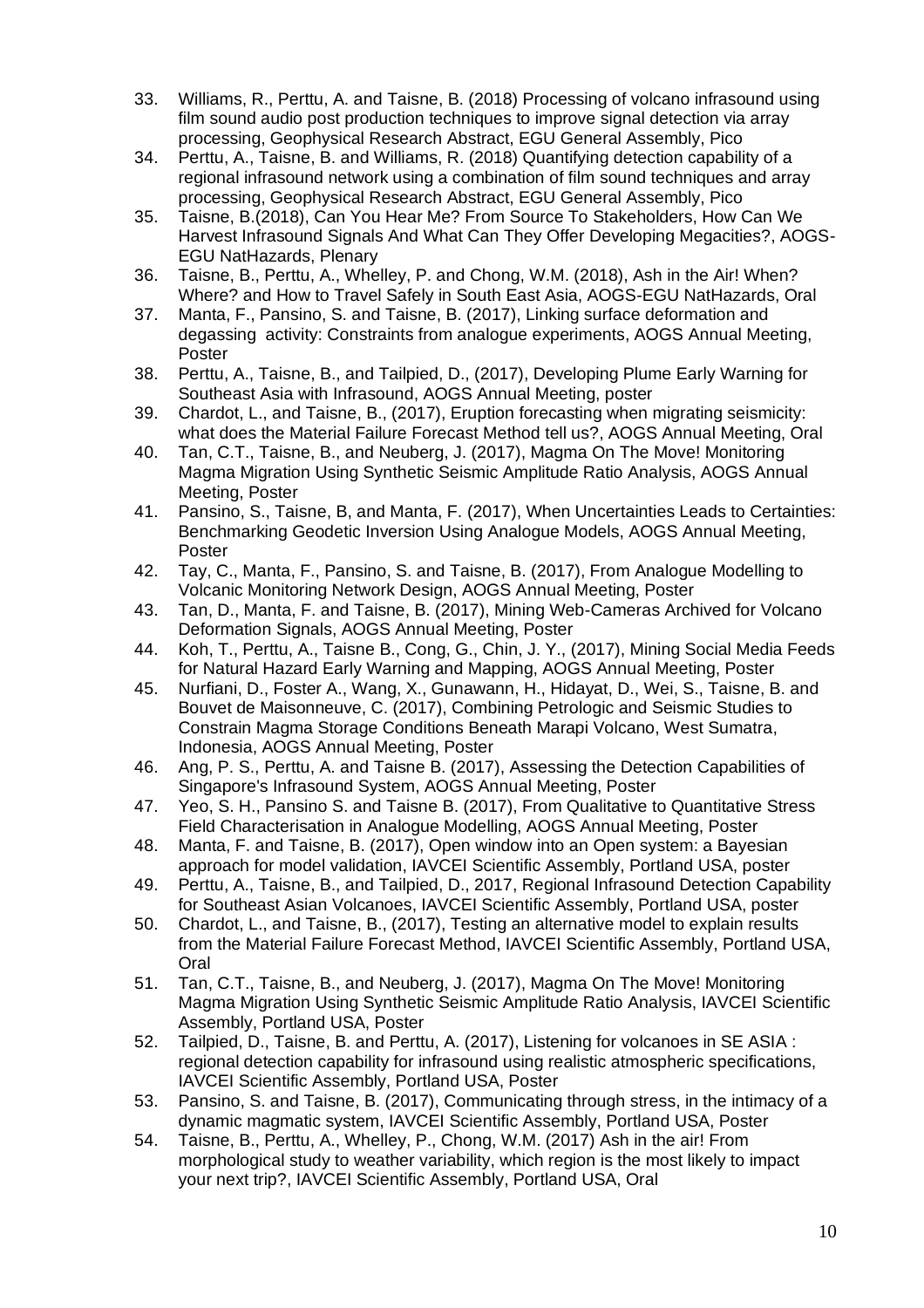33. Williams, R., Perttu, A. and Taisne, B. (2018) Processing of volcano infrasound using film sound audio post production techniques to improve signal detection via array processing, Geophysical Research Abstract, EGU General Assembly, Pico
34. Perttu, A., Taisne, B. and Williams, R. (2018) Quantifying detection capability of a regional infrasound network using a combination of film sound techniques and array processing, Geophysical Research Abstract, EGU General Assembly, Pico
35. Taisne, B.(2018), Can You Hear Me? From Source To Stakeholders, How Can We Harvest Infrasound Signals And What Can They Offer Developing Megacities?, AOGS-EGU NatHazards, Plenary
36. Taisne, B., Perttu, A., Whelley, P. and Chong, W.M. (2018), Ash in the Air! When? Where? and How to Travel Safely in South East Asia, AOGS-EGU NatHazards, Oral
37. Manta, F., Pansino, S. and Taisne, B. (2017), Linking surface deformation and degassing activity: Constraints from analogue experiments, AOGS Annual Meeting, Poster
38. Perttu, A., Taisne, B., and Tailpied, D., (2017), Developing Plume Early Warning for Southeast Asia with Infrasound, AOGS Annual Meeting, poster
39. Chardot, L., and Taisne, B., (2017), Eruption forecasting when migrating seismicity: what does the Material Failure Forecast Method tell us?, AOGS Annual Meeting, Oral
40. Tan, C.T., Taisne, B., and Neuberg, J. (2017), Magma On The Move! Monitoring Magma Migration Using Synthetic Seismic Amplitude Ratio Analysis, AOGS Annual Meeting, Poster
41. Pansino, S., Taisne, B, and Manta, F. (2017), When Uncertainties Leads to Certainties: Benchmarking Geodetic Inversion Using Analogue Models, AOGS Annual Meeting, Poster
42. Tay, C., Manta, F., Pansino, S. and Taisne, B. (2017), From Analogue Modelling to Volcanic Monitoring Network Design, AOGS Annual Meeting, Poster
43. Tan, D., Manta, F. and Taisne, B. (2017), Mining Web-Cameras Archived for Volcano Deformation Signals, AOGS Annual Meeting, Poster
44. Koh, T., Perttu, A., Taisne B., Cong, G., Chin, J. Y., (2017), Mining Social Media Feeds for Natural Hazard Early Warning and Mapping, AOGS Annual Meeting, Poster
45. Nurfiani, D., Foster A., Wang, X., Gunawann, H., Hidayat, D., Wei, S., Taisne, B. and Bouvet de Maisonneuve, C. (2017), Combining Petrologic and Seismic Studies to Constrain Magma Storage Conditions Beneath Marapi Volcano, West Sumatra, Indonesia, AOGS Annual Meeting, Poster
46. Ang, P. S., Perttu, A. and Taisne B. (2017), Assessing the Detection Capabilities of Singapore's Infrasound System, AOGS Annual Meeting, Poster
47. Yeo, S. H., Pansino S. and Taisne B. (2017), From Qualitative to Quantitative Stress Field Characterisation in Analogue Modelling, AOGS Annual Meeting, Poster
48. Manta, F. and Taisne, B. (2017), Open window into an Open system: a Bayesian approach for model validation, IAVCEI Scientific Assembly, Portland USA, poster
49. Perttu, A., Taisne, B., and Tailpied, D., 2017, Regional Infrasound Detection Capability for Southeast Asian Volcanoes, IAVCEI Scientific Assembly, Portland USA, poster
50. Chardot, L., and Taisne, B., (2017), Testing an alternative model to explain results from the Material Failure Forecast Method, IAVCEI Scientific Assembly, Portland USA, Oral
51. Tan, C.T., Taisne, B., and Neuberg, J. (2017), Magma On The Move! Monitoring Magma Migration Using Synthetic Seismic Amplitude Ratio Analysis, IAVCEI Scientific Assembly, Portland USA, Poster
52. Tailpied, D., Taisne, B. and Perttu, A. (2017), Listening for volcanoes in SE ASIA : regional detection capability for infrasound using realistic atmospheric specifications, IAVCEI Scientific Assembly, Portland USA, Poster
53. Pansino, S. and Taisne, B. (2017), Communicating through stress, in the intimacy of a dynamic magmatic system, IAVCEI Scientific Assembly, Portland USA, Poster
54. Taisne, B., Perttu, A., Whelley, P., Chong, W.M. (2017) Ash in the air! From morphological study to weather variability, which region is the most likely to impact your next trip?, IAVCEI Scientific Assembly, Portland USA, Oral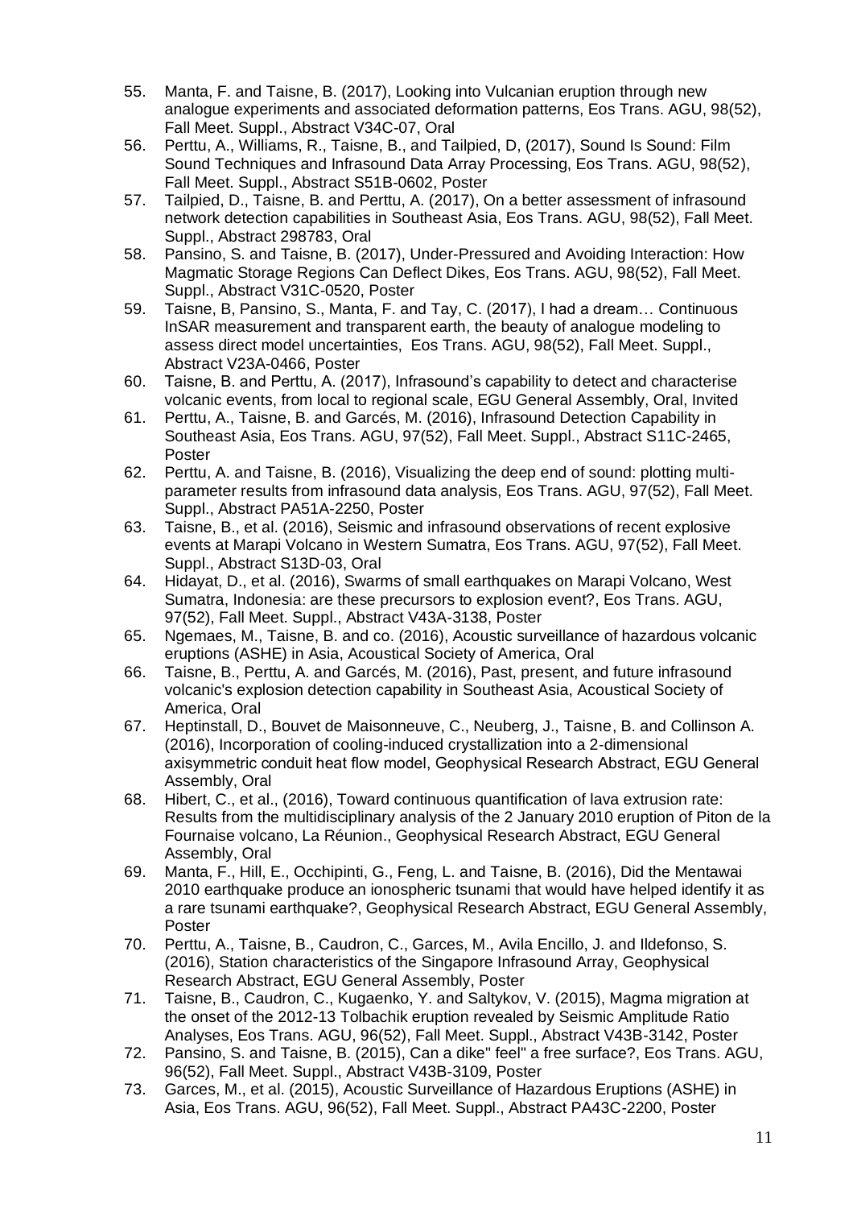55. Manta, F. and Taisne, B. (2017), Looking into Vulcanian eruption through new analogue experiments and associated deformation patterns, Eos Trans. AGU, 98(52), Fall Meet. Suppl., Abstract V34C-07, Oral
56. Perttu, A., Williams, R., Taisne, B., and Tailpied, D, (2017), Sound Is Sound: Film Sound Techniques and Infrasound Data Array Processing, Eos Trans. AGU, 98(52), Fall Meet. Suppl., Abstract S51B-0602, Poster
57. Tailpied, D., Taisne, B. and Perttu, A. (2017), On a better assessment of infrasound network detection capabilities in Southeast Asia, Eos Trans. AGU, 98(52), Fall Meet. Suppl., Abstract 298783, Oral
58. Pansino, S. and Taisne, B. (2017), Under-Pressured and Avoiding Interaction: How Magmatic Storage Regions Can Deflect Dikes, Eos Trans. AGU, 98(52), Fall Meet. Suppl., Abstract V31C-0520, Poster
59. Taisne, B, Pansino, S., Manta, F. and Tay, C. (2017), I had a dream… Continuous InSAR measurement and transparent earth, the beauty of analogue modeling to assess direct model uncertainties, Eos Trans. AGU, 98(52), Fall Meet. Suppl., Abstract V23A-0466, Poster
60. Taisne, B. and Perttu, A. (2017), Infrasound's capability to detect and characterise volcanic events, from local to regional scale, EGU General Assembly, Oral, Invited
61. Perttu, A., Taisne, B. and Garcés, M. (2016), Infrasound Detection Capability in Southeast Asia, Eos Trans. AGU, 97(52), Fall Meet. Suppl., Abstract S11C-2465, Poster
62. Perttu, A. and Taisne, B. (2016), Visualizing the deep end of sound: plotting multi-parameter results from infrasound data analysis, Eos Trans. AGU, 97(52), Fall Meet. Suppl., Abstract PA51A-2250, Poster
63. Taisne, B., et al. (2016), Seismic and infrasound observations of recent explosive events at Marapi Volcano in Western Sumatra, Eos Trans. AGU, 97(52), Fall Meet. Suppl., Abstract S13D-03, Oral
64. Hidayat, D., et al. (2016), Swarms of small earthquakes on Marapi Volcano, West Sumatra, Indonesia: are these precursors to explosion event?, Eos Trans. AGU, 97(52), Fall Meet. Suppl., Abstract V43A-3138, Poster
65. Ngemaes, M., Taisne, B. and co. (2016), Acoustic surveillance of hazardous volcanic eruptions (ASHE) in Asia, Acoustical Society of America, Oral
66. Taisne, B., Perttu, A. and Garcés, M. (2016), Past, present, and future infrasound volcanic's explosion detection capability in Southeast Asia, Acoustical Society of America, Oral
67. Heptinstall, D., Bouvet de Maisonneuve, C., Neuberg, J., Taisne, B. and Collinson A. (2016), Incorporation of cooling-induced crystallization into a 2-dimensional axisymmetric conduit heat flow model, Geophysical Research Abstract, EGU General Assembly, Oral
68. Hibert, C., et al., (2016), Toward continuous quantification of lava extrusion rate: Results from the multidisciplinary analysis of the 2 January 2010 eruption of Piton de la Fournaise volcano, La Réunion., Geophysical Research Abstract, EGU General Assembly, Oral
69. Manta, F., Hill, E., Occhipinti, G., Feng, L. and Taisne, B. (2016), Did the Mentawai 2010 earthquake produce an ionospheric tsunami that would have helped identify it as a rare tsunami earthquake?, Geophysical Research Abstract, EGU General Assembly, Poster
70. Perttu, A., Taisne, B., Caudron, C., Garces, M., Avila Encillo, J. and Ildefonso, S. (2016), Station characteristics of the Singapore Infrasound Array, Geophysical Research Abstract, EGU General Assembly, Poster
71. Taisne, B., Caudron, C., Kugaenko, Y. and Saltykov, V. (2015), Magma migration at the onset of the 2012-13 Tolbachik eruption revealed by Seismic Amplitude Ratio Analyses, Eos Trans. AGU, 96(52), Fall Meet. Suppl., Abstract V43B-3142, Poster
72. Pansino, S. and Taisne, B. (2015), Can a dike" feel" a free surface?, Eos Trans. AGU, 96(52), Fall Meet. Suppl., Abstract V43B-3109, Poster
73. Garces, M., et al. (2015), Acoustic Surveillance of Hazardous Eruptions (ASHE) in Asia, Eos Trans. AGU, 96(52), Fall Meet. Suppl., Abstract PA43C-2200, Poster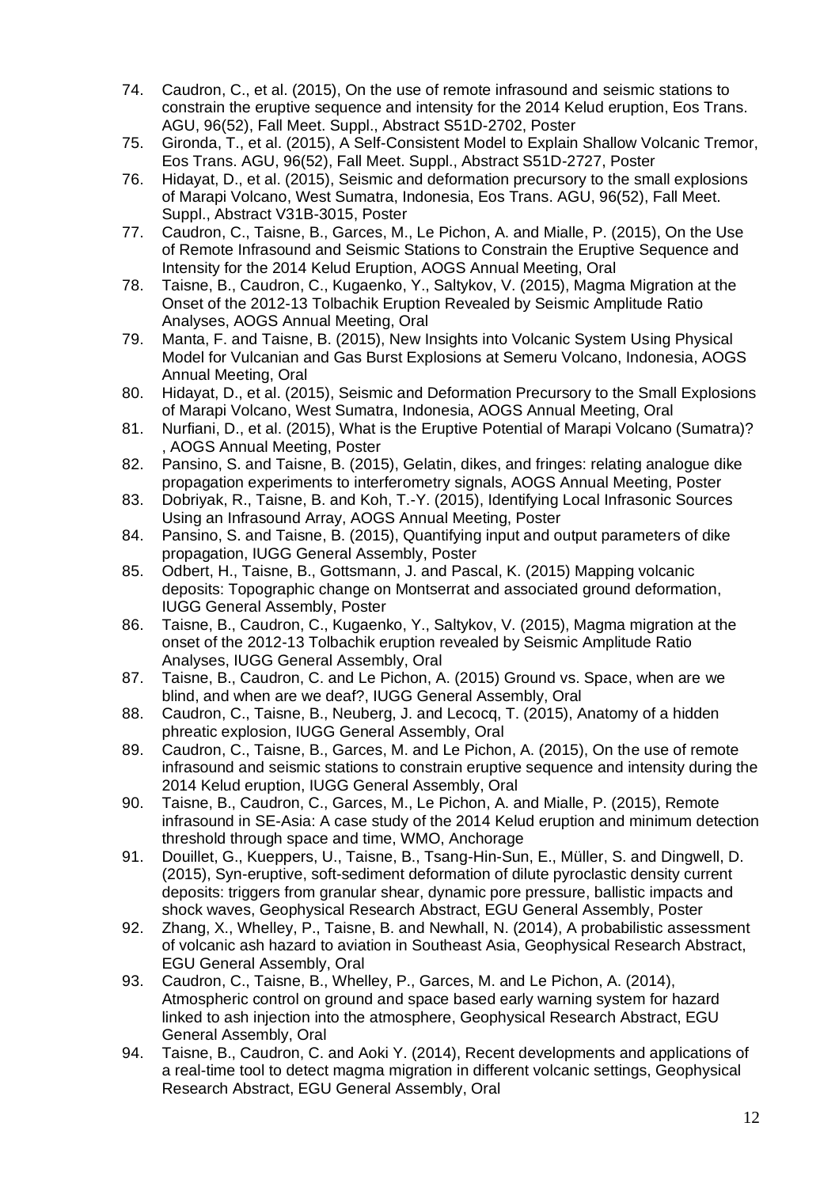74. Caudron, C., et al. (2015), On the use of remote infrasound and seismic stations to constrain the eruptive sequence and intensity for the 2014 Kelud eruption, Eos Trans. AGU, 96(52), Fall Meet. Suppl., Abstract S51D-2702, Poster
75. Gironda, T., et al. (2015), A Self-Consistent Model to Explain Shallow Volcanic Tremor, Eos Trans. AGU, 96(52), Fall Meet. Suppl., Abstract S51D-2727, Poster
76. Hidayat, D., et al. (2015), Seismic and deformation precursory to the small explosions of Marapi Volcano, West Sumatra, Indonesia, Eos Trans. AGU, 96(52), Fall Meet. Suppl., Abstract V31B-3015, Poster
77. Caudron, C., Taisne, B., Garces, M., Le Pichon, A. and Mialle, P. (2015), On the Use of Remote Infrasound and Seismic Stations to Constrain the Eruptive Sequence and Intensity for the 2014 Kelud Eruption, AOGS Annual Meeting, Oral
78. Taisne, B., Caudron, C., Kugaenko, Y., Saltykov, V. (2015), Magma Migration at the Onset of the 2012-13 Tolbachik Eruption Revealed by Seismic Amplitude Ratio Analyses, AOGS Annual Meeting, Oral
79. Manta, F. and Taisne, B. (2015), New Insights into Volcanic System Using Physical Model for Vulcanian and Gas Burst Explosions at Semeru Volcano, Indonesia, AOGS Annual Meeting, Oral
80. Hidayat, D., et al. (2015), Seismic and Deformation Precursory to the Small Explosions of Marapi Volcano, West Sumatra, Indonesia, AOGS Annual Meeting, Oral
81. Nurfiani, D., et al. (2015), What is the Eruptive Potential of Marapi Volcano (Sumatra)? , AOGS Annual Meeting, Poster
82. Pansino, S. and Taisne, B. (2015), Gelatin, dikes, and fringes: relating analogue dike propagation experiments to interferometry signals, AOGS Annual Meeting, Poster
83. Dobriyak, R., Taisne, B. and Koh, T.-Y. (2015), Identifying Local Infrasonic Sources Using an Infrasound Array, AOGS Annual Meeting, Poster
84. Pansino, S. and Taisne, B. (2015), Quantifying input and output parameters of dike propagation, IUGG General Assembly, Poster
85. Odbert, H., Taisne, B., Gottsmann, J. and Pascal, K. (2015) Mapping volcanic deposits: Topographic change on Montserrat and associated ground deformation, IUGG General Assembly, Poster
86. Taisne, B., Caudron, C., Kugaenko, Y., Saltykov, V. (2015), Magma migration at the onset of the 2012-13 Tolbachik eruption revealed by Seismic Amplitude Ratio Analyses, IUGG General Assembly, Oral
87. Taisne, B., Caudron, C. and Le Pichon, A. (2015) Ground vs. Space, when are we blind, and when are we deaf?, IUGG General Assembly, Oral
88. Caudron, C., Taisne, B., Neuberg, J. and Lecocq, T. (2015), Anatomy of a hidden phreatic explosion, IUGG General Assembly, Oral
89. Caudron, C., Taisne, B., Garces, M. and Le Pichon, A. (2015), On the use of remote infrasound and seismic stations to constrain eruptive sequence and intensity during the 2014 Kelud eruption, IUGG General Assembly, Oral
90. Taisne, B., Caudron, C., Garces, M., Le Pichon, A. and Mialle, P. (2015), Remote infrasound in SE-Asia: A case study of the 2014 Kelud eruption and minimum detection threshold through space and time, WMO, Anchorage
91. Douillet, G., Kueppers, U., Taisne, B., Tsang-Hin-Sun, E., Müller, S. and Dingwell, D. (2015), Syn-eruptive, soft-sediment deformation of dilute pyroclastic density current deposits: triggers from granular shear, dynamic pore pressure, ballistic impacts and shock waves, Geophysical Research Abstract, EGU General Assembly, Poster
92. Zhang, X., Whelley, P., Taisne, B. and Newhall, N. (2014), A probabilistic assessment of volcanic ash hazard to aviation in Southeast Asia, Geophysical Research Abstract, EGU General Assembly, Oral
93. Caudron, C., Taisne, B., Whelley, P., Garces, M. and Le Pichon, A. (2014), Atmospheric control on ground and space based early warning system for hazard linked to ash injection into the atmosphere, Geophysical Research Abstract, EGU General Assembly, Oral
94. Taisne, B., Caudron, C. and Aoki Y. (2014), Recent developments and applications of a real-time tool to detect magma migration in different volcanic settings, Geophysical Research Abstract, EGU General Assembly, Oral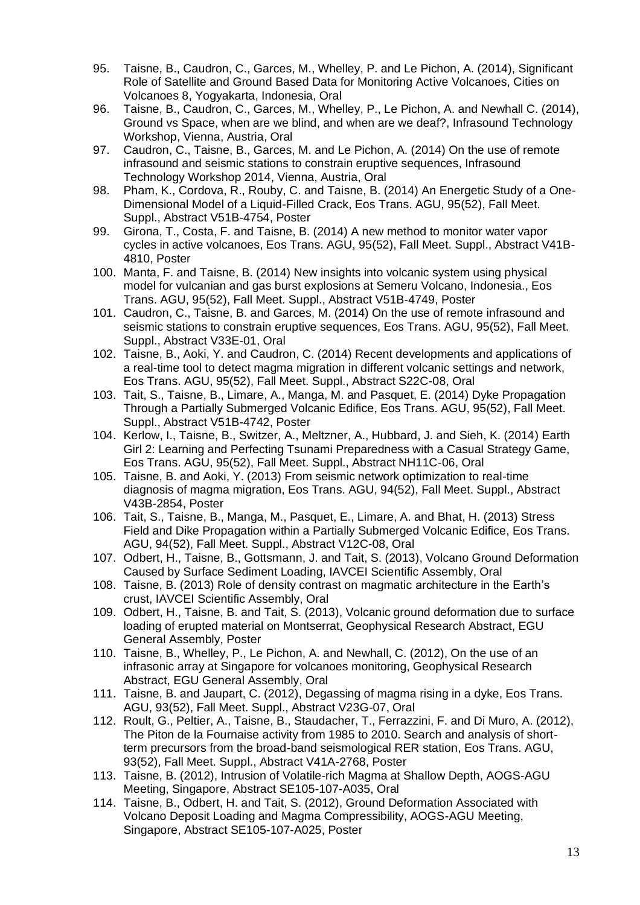95. Taisne, B., Caudron, C., Garces, M., Whelley, P. and Le Pichon, A. (2014), Significant Role of Satellite and Ground Based Data for Monitoring Active Volcanoes, Cities on Volcanoes 8, Yogyakarta, Indonesia, Oral
96. Taisne, B., Caudron, C., Garces, M., Whelley, P., Le Pichon, A. and Newhall C. (2014), Ground vs Space, when are we blind, and when are we deaf?, Infrasound Technology Workshop, Vienna, Austria, Oral
97. Caudron, C., Taisne, B., Garces, M. and Le Pichon, A. (2014) On the use of remote infrasound and seismic stations to constrain eruptive sequences, Infrasound Technology Workshop 2014, Vienna, Austria, Oral
98. Pham, K., Cordova, R., Rouby, C. and Taisne, B. (2014) An Energetic Study of a One-Dimensional Model of a Liquid-Filled Crack, Eos Trans. AGU, 95(52), Fall Meet. Suppl., Abstract V51B-4754, Poster
99. Girona, T., Costa, F. and Taisne, B. (2014) A new method to monitor water vapor cycles in active volcanoes, Eos Trans. AGU, 95(52), Fall Meet. Suppl., Abstract V41B-4810, Poster
100. Manta, F. and Taisne, B. (2014) New insights into volcanic system using physical model for vulcanian and gas burst explosions at Semeru Volcano, Indonesia., Eos Trans. AGU, 95(52), Fall Meet. Suppl., Abstract V51B-4749, Poster
101. Caudron, C., Taisne, B. and Garces, M. (2014) On the use of remote infrasound and seismic stations to constrain eruptive sequences, Eos Trans. AGU, 95(52), Fall Meet. Suppl., Abstract V33E-01, Oral
102. Taisne, B., Aoki, Y. and Caudron, C. (2014) Recent developments and applications of a real-time tool to detect magma migration in different volcanic settings and network, Eos Trans. AGU, 95(52), Fall Meet. Suppl., Abstract S22C-08, Oral
103. Tait, S., Taisne, B., Limare, A., Manga, M. and Pasquet, E. (2014) Dyke Propagation Through a Partially Submerged Volcanic Edifice, Eos Trans. AGU, 95(52), Fall Meet. Suppl., Abstract V51B-4742, Poster
104. Kerlow, I., Taisne, B., Switzer, A., Meltzner, A., Hubbard, J. and Sieh, K. (2014) Earth Girl 2: Learning and Perfecting Tsunami Preparedness with a Casual Strategy Game, Eos Trans. AGU, 95(52), Fall Meet. Suppl., Abstract NH11C-06, Oral
105. Taisne, B. and Aoki, Y. (2013) From seismic network optimization to real-time diagnosis of magma migration, Eos Trans. AGU, 94(52), Fall Meet. Suppl., Abstract V43B-2854, Poster
106. Tait, S., Taisne, B., Manga, M., Pasquet, E., Limare, A. and Bhat, H. (2013) Stress Field and Dike Propagation within a Partially Submerged Volcanic Edifice, Eos Trans. AGU, 94(52), Fall Meet. Suppl., Abstract V12C-08, Oral
107. Odbert, H., Taisne, B., Gottsmann, J. and Tait, S. (2013), Volcano Ground Deformation Caused by Surface Sediment Loading, IAVCEI Scientific Assembly, Oral
108. Taisne, B. (2013) Role of density contrast on magmatic architecture in the Earth's crust, IAVCEI Scientific Assembly, Oral
109. Odbert, H., Taisne, B. and Tait, S. (2013), Volcanic ground deformation due to surface loading of erupted material on Montserrat, Geophysical Research Abstract, EGU General Assembly, Poster
110. Taisne, B., Whelley, P., Le Pichon, A. and Newhall, C. (2012), On the use of an infrasonic array at Singapore for volcanoes monitoring, Geophysical Research Abstract, EGU General Assembly, Oral
111. Taisne, B. and Jaupart, C. (2012), Degassing of magma rising in a dyke, Eos Trans. AGU, 93(52), Fall Meet. Suppl., Abstract V23G-07, Oral
112. Roult, G., Peltier, A., Taisne, B., Staudacher, T., Ferrazzini, F. and Di Muro, A. (2012), The Piton de la Fournaise activity from 1985 to 2010. Search and analysis of short-term precursors from the broad-band seismological RER station, Eos Trans. AGU, 93(52), Fall Meet. Suppl., Abstract V41A-2768, Poster
113. Taisne, B. (2012), Intrusion of Volatile-rich Magma at Shallow Depth, AOGS-AGU Meeting, Singapore, Abstract SE105-107-A035, Oral
114. Taisne, B., Odbert, H. and Tait, S. (2012), Ground Deformation Associated with Volcano Deposit Loading and Magma Compressibility, AOGS-AGU Meeting, Singapore, Abstract SE105-107-A025, Poster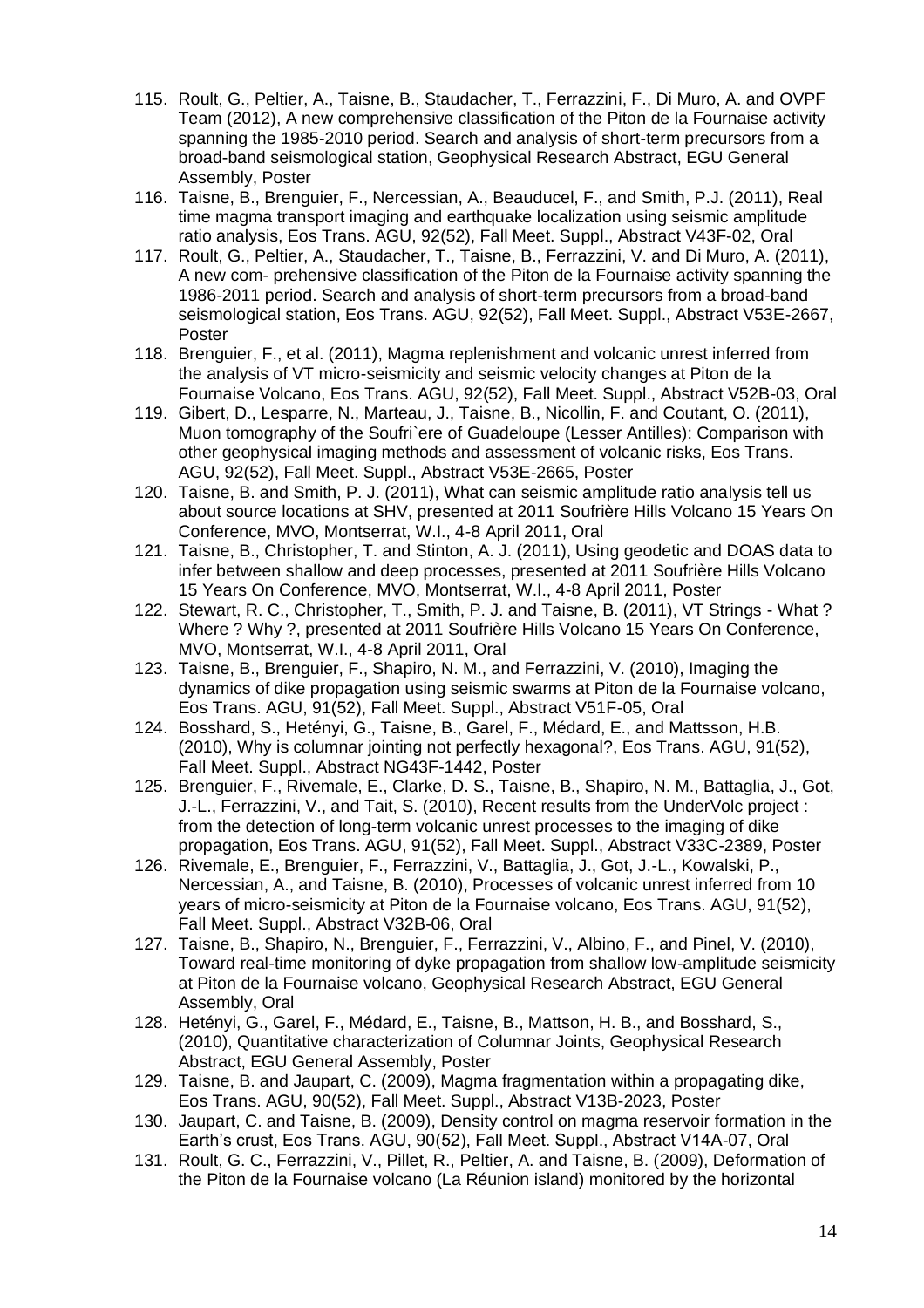115. Roult, G., Peltier, A., Taisne, B., Staudacher, T., Ferrazzini, F., Di Muro, A. and OVPF Team (2012), A new comprehensive classification of the Piton de la Fournaise activity spanning the 1985-2010 period. Search and analysis of short-term precursors from a broad-band seismological station, Geophysical Research Abstract, EGU General Assembly, Poster
116. Taisne, B., Brenguier, F., Nercessian, A., Beauducel, F., and Smith, P.J. (2011), Real time magma transport imaging and earthquake localization using seismic amplitude ratio analysis, Eos Trans. AGU, 92(52), Fall Meet. Suppl., Abstract V43F-02, Oral
117. Roult, G., Peltier, A., Staudacher, T., Taisne, B., Ferrazzini, V. and Di Muro, A. (2011), A new com- prehensive classification of the Piton de la Fournaise activity spanning the 1986-2011 period. Search and analysis of short-term precursors from a broad-band seismological station, Eos Trans. AGU, 92(52), Fall Meet. Suppl., Abstract V53E-2667, Poster
118. Brenguier, F., et al. (2011), Magma replenishment and volcanic unrest inferred from the analysis of VT micro-seismicity and seismic velocity changes at Piton de la Fournaise Volcano, Eos Trans. AGU, 92(52), Fall Meet. Suppl., Abstract V52B-03, Oral
119. Gibert, D., Lesparre, N., Marteau, J., Taisne, B., Nicollin, F. and Coutant, O. (2011), Muon tomography of the Soufri`ere of Guadeloupe (Lesser Antilles): Comparison with other geophysical imaging methods and assessment of volcanic risks, Eos Trans. AGU, 92(52), Fall Meet. Suppl., Abstract V53E-2665, Poster
120. Taisne, B. and Smith, P. J. (2011), What can seismic amplitude ratio analysis tell us about source locations at SHV, presented at 2011 Soufrière Hills Volcano 15 Years On Conference, MVO, Montserrat, W.I., 4-8 April 2011, Oral
121. Taisne, B., Christopher, T. and Stinton, A. J. (2011), Using geodetic and DOAS data to infer between shallow and deep processes, presented at 2011 Soufrière Hills Volcano 15 Years On Conference, MVO, Montserrat, W.I., 4-8 April 2011, Poster
122. Stewart, R. C., Christopher, T., Smith, P. J. and Taisne, B. (2011), VT Strings - What ? Where ? Why ?, presented at 2011 Soufrière Hills Volcano 15 Years On Conference, MVO, Montserrat, W.I., 4-8 April 2011, Oral
123. Taisne, B., Brenguier, F., Shapiro, N. M., and Ferrazzini, V. (2010), Imaging the dynamics of dike propagation using seismic swarms at Piton de la Fournaise volcano, Eos Trans. AGU, 91(52), Fall Meet. Suppl., Abstract V51F-05, Oral
124. Bosshard, S., Hetényi, G., Taisne, B., Garel, F., Médard, E., and Mattsson, H.B. (2010), Why is columnar jointing not perfectly hexagonal?, Eos Trans. AGU, 91(52), Fall Meet. Suppl., Abstract NG43F-1442, Poster
125. Brenguier, F., Rivemale, E., Clarke, D. S., Taisne, B., Shapiro, N. M., Battaglia, J., Got, J.-L., Ferrazzini, V., and Tait, S. (2010), Recent results from the UnderVolc project : from the detection of long-term volcanic unrest processes to the imaging of dike propagation, Eos Trans. AGU, 91(52), Fall Meet. Suppl., Abstract V33C-2389, Poster
126. Rivemale, E., Brenguier, F., Ferrazzini, V., Battaglia, J., Got, J.-L., Kowalski, P., Nercessian, A., and Taisne, B. (2010), Processes of volcanic unrest inferred from 10 years of micro-seismicity at Piton de la Fournaise volcano, Eos Trans. AGU, 91(52), Fall Meet. Suppl., Abstract V32B-06, Oral
127. Taisne, B., Shapiro, N., Brenguier, F., Ferrazzini, V., Albino, F., and Pinel, V. (2010), Toward real-time monitoring of dyke propagation from shallow low-amplitude seismicity at Piton de la Fournaise volcano, Geophysical Research Abstract, EGU General Assembly, Oral
128. Hetényi, G., Garel, F., Médard, E., Taisne, B., Mattson, H. B., and Bosshard, S., (2010), Quantitative characterization of Columnar Joints, Geophysical Research Abstract, EGU General Assembly, Poster
129. Taisne, B. and Jaupart, C. (2009), Magma fragmentation within a propagating dike, Eos Trans. AGU, 90(52), Fall Meet. Suppl., Abstract V13B-2023, Poster
130. Jaupart, C. and Taisne, B. (2009), Density control on magma reservoir formation in the Earth's crust, Eos Trans. AGU, 90(52), Fall Meet. Suppl., Abstract V14A-07, Oral
131. Roult, G. C., Ferrazzini, V., Pillet, R., Peltier, A. and Taisne, B. (2009), Deformation of the Piton de la Fournaise volcano (La Réunion island) monitored by the horizontal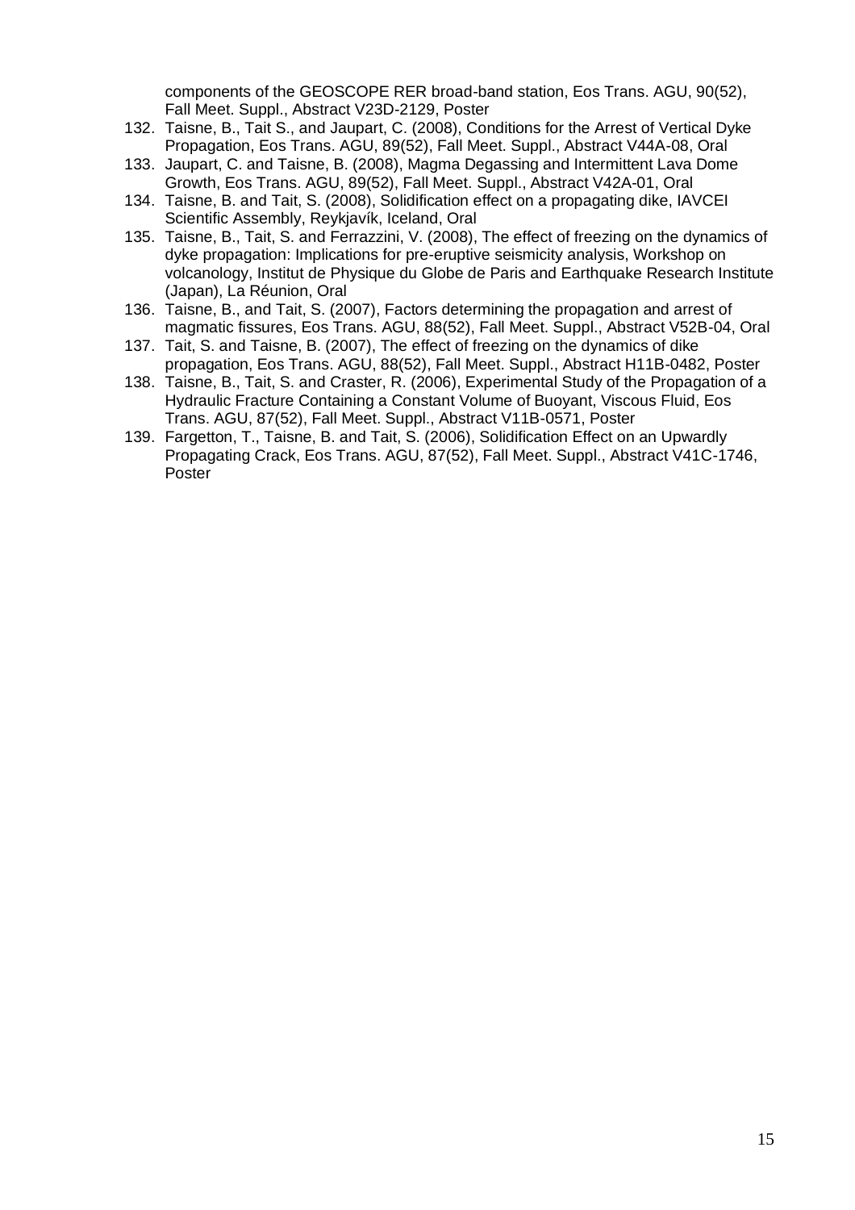components of the GEOSCOPE RER broad-band station, Eos Trans. AGU, 90(52), Fall Meet. Suppl., Abstract V23D-2129, Poster

132. Taisne, B., Tait S., and Jaupart, C. (2008), Conditions for the Arrest of Vertical Dyke Propagation, Eos Trans. AGU, 89(52), Fall Meet. Suppl., Abstract V44A-08, Oral
133. Jaupart, C. and Taisne, B. (2008), Magma Degassing and Intermittent Lava Dome Growth, Eos Trans. AGU, 89(52), Fall Meet. Suppl., Abstract V42A-01, Oral
134. Taisne, B. and Tait, S. (2008), Solidification effect on a propagating dike, IAVCEI Scientific Assembly, Reykjavík, Iceland, Oral
135. Taisne, B., Tait, S. and Ferrazzini, V. (2008), The effect of freezing on the dynamics of dyke propagation: Implications for pre-eruptive seismicity analysis, Workshop on volcanology, Institut de Physique du Globe de Paris and Earthquake Research Institute (Japan), La Réunion, Oral
136. Taisne, B., and Tait, S. (2007), Factors determining the propagation and arrest of magmatic fissures, Eos Trans. AGU, 88(52), Fall Meet. Suppl., Abstract V52B-04, Oral
137. Tait, S. and Taisne, B. (2007), The effect of freezing on the dynamics of dike propagation, Eos Trans. AGU, 88(52), Fall Meet. Suppl., Abstract H11B-0482, Poster
138. Taisne, B., Tait, S. and Craster, R. (2006), Experimental Study of the Propagation of a Hydraulic Fracture Containing a Constant Volume of Buoyant, Viscous Fluid, Eos Trans. AGU, 87(52), Fall Meet. Suppl., Abstract V11B-0571, Poster
139. Fargetton, T., Taisne, B. and Tait, S. (2006), Solidification Effect on an Upwardly Propagating Crack, Eos Trans. AGU, 87(52), Fall Meet. Suppl., Abstract V41C-1746, Poster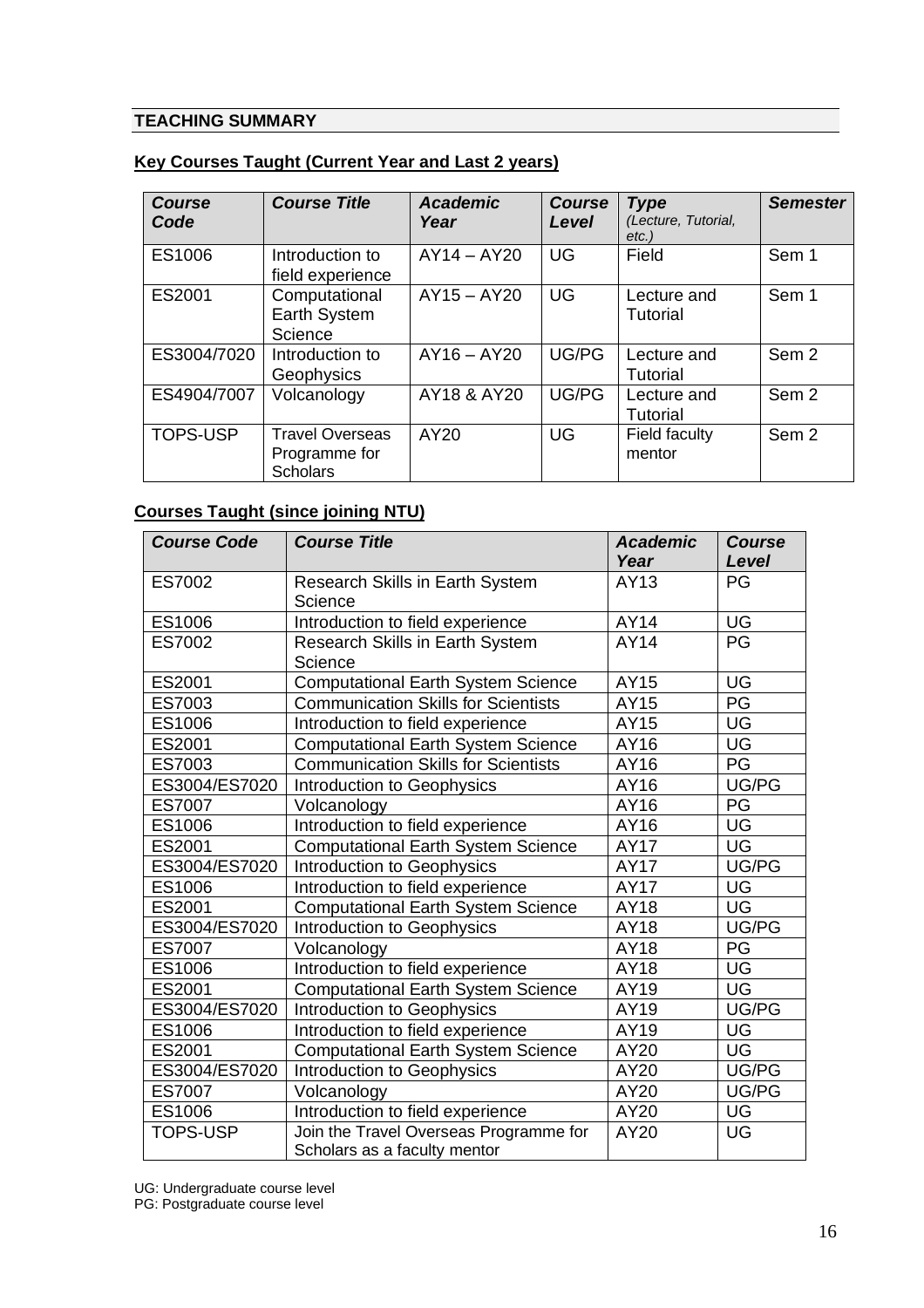## TEACHING SUMMARY

### Key Courses Taught (Current Year and Last 2 years)

| *Course Code* | *Course Title* | *Academic Year* | *Course Level* | *Type* *(Lecture, Tutorial, etc.)* | *Semester* |
|---|---|---|---|---|---|
| ES1006 | Introduction to field experience | AY14 – AY20 | UG | Field | Sem 1 |
| ES2001 | Computational Earth System Science | AY15 – AY20 | UG | Lecture and Tutorial | Sem 1 |
| ES3004/7020 | Introduction to Geophysics | AY16 – AY20 | UG/PG | Lecture and Tutorial | Sem 2 |
| ES4904/7007 | Volcanology | AY18 & AY20 | UG/PG | Lecture and Tutorial | Sem 2 |
| TOPS-USP | Travel Overseas Programme for Scholars | AY20 | UG | Field faculty mentor | Sem 2 |

### Courses Taught (since joining NTU)

| *Course Code* | *Course Title* | *Academic Year* | *Course Level* |
|---|---|---|---|
| ES7002 | Research Skills in Earth System Science | AY13 | PG |
| ES1006 | Introduction to field experience | AY14 | UG |
| ES7002 | Research Skills in Earth System Science | AY14 | PG |
| ES2001 | Computational Earth System Science | AY15 | UG |
| ES7003 | Communication Skills for Scientists | AY15 | PG |
| ES1006 | Introduction to field experience | AY15 | UG |
| ES2001 | Computational Earth System Science | AY16 | UG |
| ES7003 | Communication Skills for Scientists | AY16 | PG |
| ES3004/ES7020 | Introduction to Geophysics | AY16 | UG/PG |
| ES7007 | Volcanology | AY16 | PG |
| ES1006 | Introduction to field experience | AY16 | UG |
| ES2001 | Computational Earth System Science | AY17 | UG |
| ES3004/ES7020 | Introduction to Geophysics | AY17 | UG/PG |
| ES1006 | Introduction to field experience | AY17 | UG |
| ES2001 | Computational Earth System Science | AY18 | UG |
| ES3004/ES7020 | Introduction to Geophysics | AY18 | UG/PG |
| ES7007 | Volcanology | AY18 | PG |
| ES1006 | Introduction to field experience | AY18 | UG |
| ES2001 | Computational Earth System Science | AY19 | UG |
| ES3004/ES7020 | Introduction to Geophysics | AY19 | UG/PG |
| ES1006 | Introduction to field experience | AY19 | UG |
| ES2001 | Computational Earth System Science | AY20 | UG |
| ES3004/ES7020 | Introduction to Geophysics | AY20 | UG/PG |
| ES7007 | Volcanology | AY20 | UG/PG |
| ES1006 | Introduction to field experience | AY20 | UG |
| TOPS-USP | Join the Travel Overseas Programme for Scholars as a faculty mentor | AY20 | UG |

UG: Undergraduate course level
PG: Postgraduate course level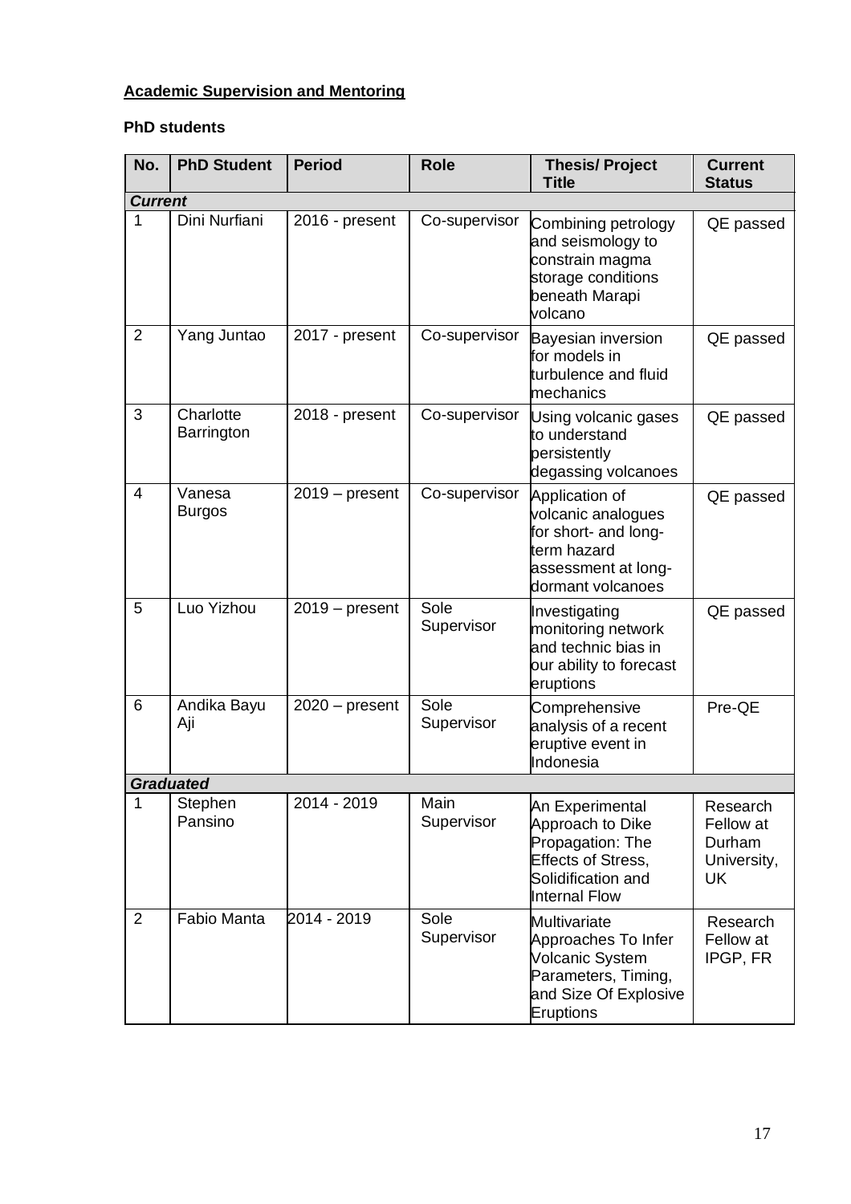**<u>Academic Supervision and Mentoring</u>**

**PhD students**

| No. | PhD Student | Period | Role | Thesis/ Project Title | Current Status |
|---|---|---|---|---|---|
| ***Current*** | | | | | |
| 1 | Dini Nurfiani | 2016 - present | Co-supervisor | Combining petrology and seismology to constrain magma storage conditions beneath Marapi volcano | QE passed |
| 2 | Yang Juntao | 2017 - present | Co-supervisor | Bayesian inversion for models in turbulence and fluid mechanics | QE passed |
| 3 | Charlotte Barrington | 2018 - present | Co-supervisor | Using volcanic gases to understand persistently degassing volcanoes | QE passed |
| 4 | Vanesa Burgos | 2019 – present | Co-supervisor | Application of volcanic analogues for short- and long-term hazard assessment at long-dormant volcanoes | QE passed |
| 5 | Luo Yizhou | 2019 – present | Sole Supervisor | Investigating monitoring network and technic bias in our ability to forecast eruptions | QE passed |
| 6 | Andika Bayu Aji | 2020 – present | Sole Supervisor | Comprehensive analysis of a recent eruptive event in Indonesia | Pre-QE |
| ***Graduated*** | | | | | |
| 1 | Stephen Pansino | 2014 - 2019 | Main Supervisor | An Experimental Approach to Dike Propagation: The Effects of Stress, Solidification and Internal Flow | Research Fellow at Durham University, UK |
| 2 | Fabio Manta | 2014 - 2019 | Sole Supervisor | Multivariate Approaches To Infer Volcanic System Parameters, Timing, and Size Of Explosive Eruptions | Research Fellow at IPGP, FR |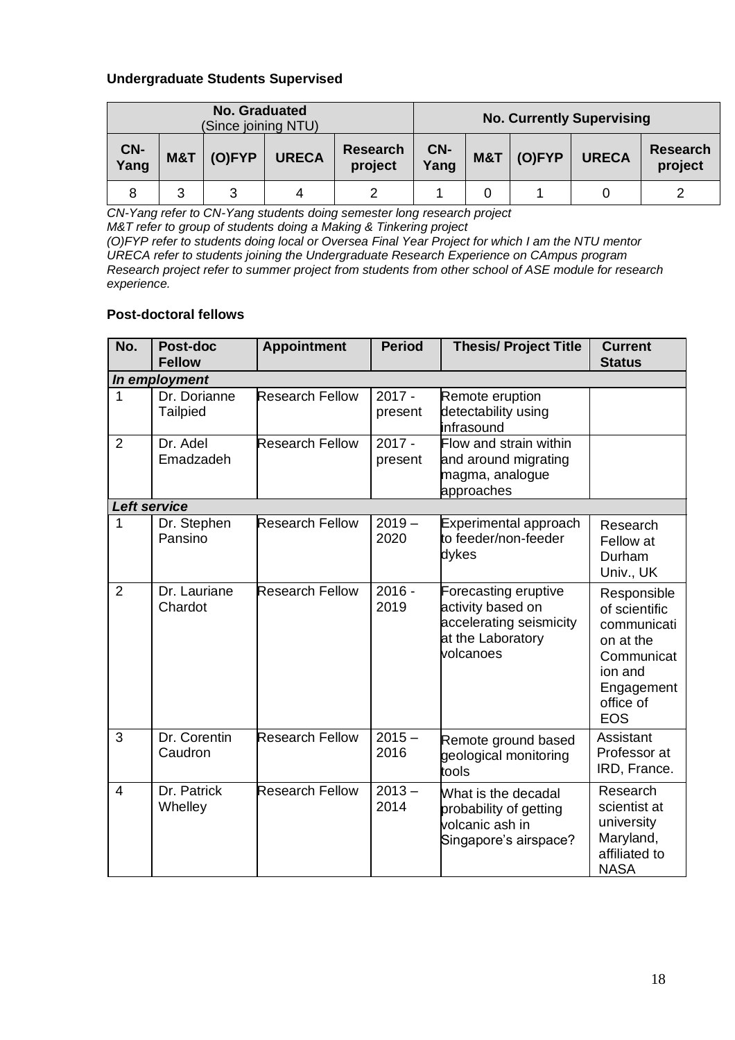**Undergraduate Students Supervised**

| No. Graduated (Since joining NTU) | | | | | No. Currently Supervising | | | | |
|---|---|---|---|---|---|---|---|---|---|
| CN-Yang | M&T | (O)FYP | URECA | Research project | CN-Yang | M&T | (O)FYP | URECA | Research project |
| 8 | 3 | 3 | 4 | 2 | 1 | 0 | 1 | 0 | 2 |

*CN-Yang refer to CN-Yang students doing semester long research project*
*M&T refer to group of students doing a Making & Tinkering project*
*(O)FYP refer to students doing local or Oversea Final Year Project for which I am the NTU mentor*
*URECA refer to students joining the Undergraduate Research Experience on CAmpus program*
*Research project refer to summer project from students from other school of ASE module for research experience.*

**Post-doctoral fellows**

| No. | Post-doc Fellow | Appointment | Period | Thesis/ Project Title | Current Status |
|---|---|---|---|---|---|
| ***In employment*** | | | | | |
| 1 | Dr. Dorianne Tailpied | Research Fellow | 2017 - present | Remote eruption detectability using infrasound | |
| 2 | Dr. Adel Emadzadeh | Research Fellow | 2017 - present | Flow and strain within and around migrating magma, analogue approaches | |
| ***Left service*** | | | | | |
| 1 | Dr. Stephen Pansino | Research Fellow | 2019 – 2020 | Experimental approach to feeder/non-feeder dykes | Research Fellow at Durham Univ., UK |
| 2 | Dr. Lauriane Chardot | Research Fellow | 2016 - 2019 | Forecasting eruptive activity based on accelerating seismicity at the Laboratory volcanoes | Responsible of scientific communication at the Communication and Engagement office of EOS |
| 3 | Dr. Corentin Caudron | Research Fellow | 2015 – 2016 | Remote ground based geological monitoring tools | Assistant Professor at IRD, France. |
| 4 | Dr. Patrick Whelley | Research Fellow | 2013 – 2014 | What is the decadal probability of getting volcanic ash in Singapore's airspace? | Research scientist at university Maryland, affiliated to NASA |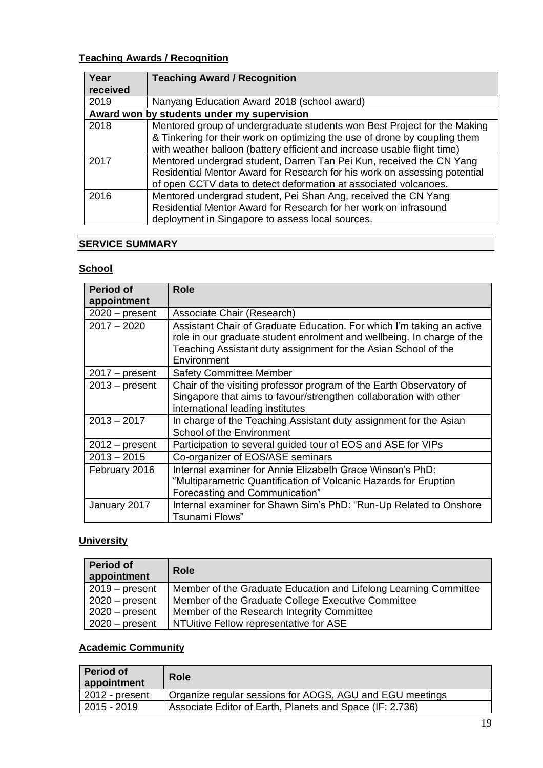**<u>Teaching Awards / Recognition</u>**

| Year received | Teaching Award / Recognition |
|---|---|
| 2019 | Nanyang Education Award 2018 (school award) |
| **Award won by students under my supervision** | |
| 2018 | Mentored group of undergraduate students won Best Project for the Making & Tinkering for their work on optimizing the use of drone by coupling them with weather balloon (battery efficient and increase usable flight time) |
| 2017 | Mentored undergrad student, Darren Tan Pei Kun, received the CN Yang Residential Mentor Award for Research for his work on assessing potential of open CCTV data to detect deformation at associated volcanoes. |
| 2016 | Mentored undergrad student, Pei Shan Ang, received the CN Yang Residential Mentor Award for Research for her work on infrasound deployment in Singapore to assess local sources. |

## SERVICE SUMMARY

**<u>School</u>**

| Period of appointment | Role |
|---|---|
| 2020 – present | Associate Chair (Research) |
| 2017 – 2020 | Assistant Chair of Graduate Education. For which I'm taking an active role in our graduate student enrolment and wellbeing. In charge of the Teaching Assistant duty assignment for the Asian School of the Environment |
| 2017 – present | Safety Committee Member |
| 2013 – present | Chair of the visiting professor program of the Earth Observatory of Singapore that aims to favour/strengthen collaboration with other international leading institutes |
| 2013 – 2017 | In charge of the Teaching Assistant duty assignment for the Asian School of the Environment |
| 2012 – present | Participation to several guided tour of EOS and ASE for VIPs |
| 2013 – 2015 | Co-organizer of EOS/ASE seminars |
| February 2016 | Internal examiner for Annie Elizabeth Grace Winson's PhD: "Multiparametric Quantification of Volcanic Hazards for Eruption Forecasting and Communication" |
| January 2017 | Internal examiner for Shawn Sim's PhD: "Run-Up Related to Onshore Tsunami Flows" |

**<u>University</u>**

| Period of appointment | Role |
|---|---|
| 2019 – present | Member of the Graduate Education and Lifelong Learning Committee |
| 2020 – present | Member of the Graduate College Executive Committee |
| 2020 – present | Member of the Research Integrity Committee |
| 2020 – present | NTUitive Fellow representative for ASE |

**<u>Academic Community</u>**

| Period of appointment | Role |
|---|---|
| 2012 - present | Organize regular sessions for AOGS, AGU and EGU meetings |
| 2015 - 2019 | Associate Editor of Earth, Planets and Space (IF: 2.736) |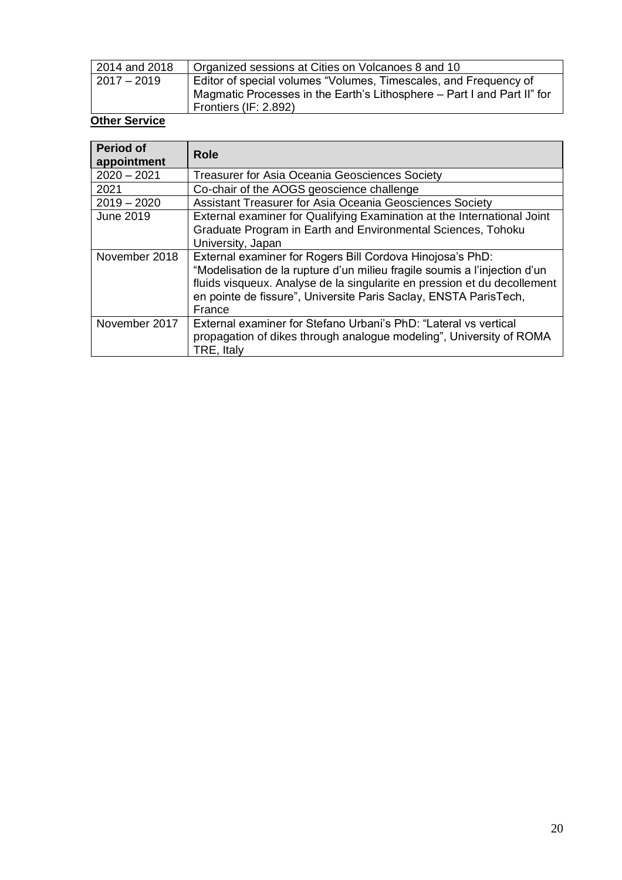| | |
|---|---|
| 2014 and 2018 | Organized sessions at Cities on Volcanoes 8 and 10 |
| 2017 – 2019 | Editor of special volumes “Volumes, Timescales, and Frequency of Magmatic Processes in the Earth’s Lithosphere – Part I and Part II” for Frontiers (IF: 2.892) |

**Other Service**

| Period of appointment | Role |
|---|---|
| 2020 – 2021 | Treasurer for Asia Oceania Geosciences Society |
| 2021 | Co-chair of the AOGS geoscience challenge |
| 2019 – 2020 | Assistant Treasurer for Asia Oceania Geosciences Society |
| June 2019 | External examiner for Qualifying Examination at the International Joint Graduate Program in Earth and Environmental Sciences, Tohoku University, Japan |
| November 2018 | External examiner for Rogers Bill Cordova Hinojosa’s PhD: “Modelisation de la rupture d’un milieu fragile soumis a l’injection d’un fluids visqueux. Analyse de la singularite en pression et du decollement en pointe de fissure”, Universite Paris Saclay, ENSTA ParisTech, France |
| November 2017 | External examiner for Stefano Urbani’s PhD: “Lateral vs vertical propagation of dikes through analogue modeling”, University of ROMA TRE, Italy |